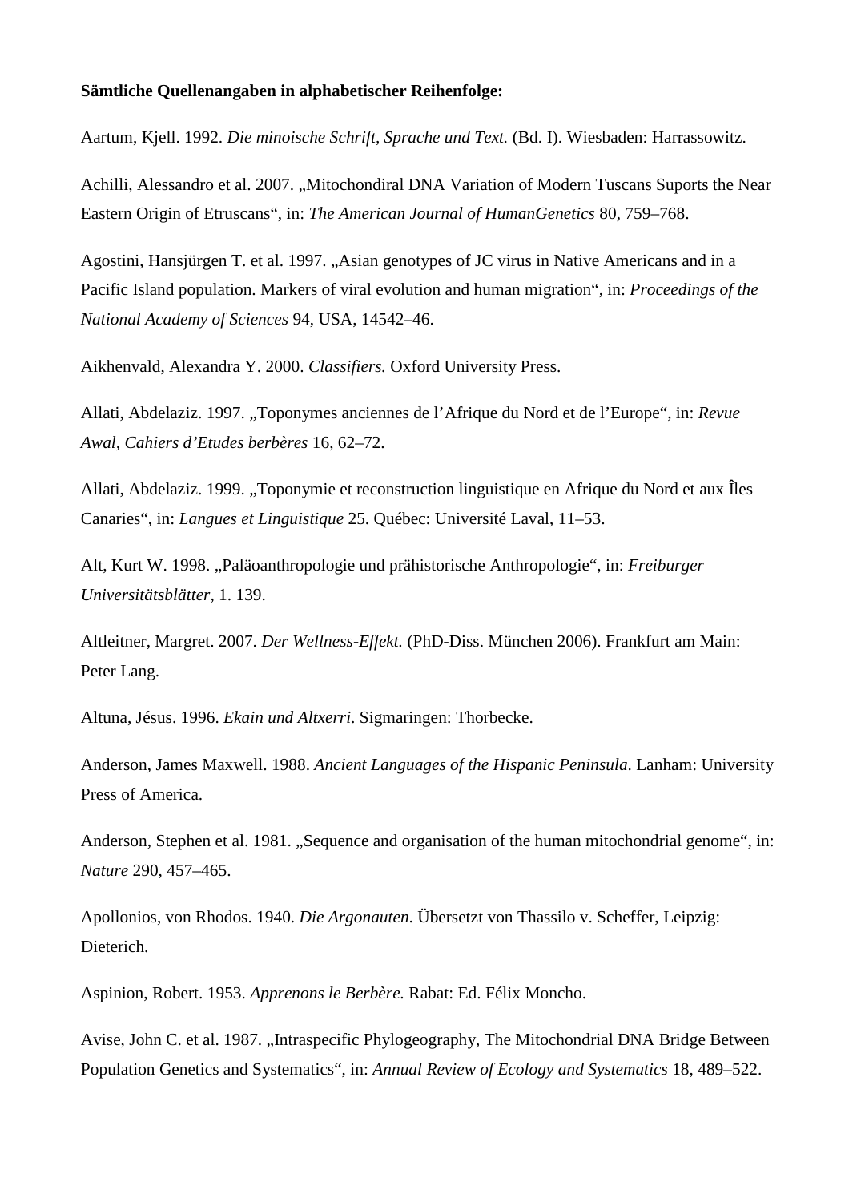**Sämtliche Quellenangaben in alphabetischer Reihenfolge:**

Aartum, Kjell. 1992. *Die minoische Schrift, Sprache und Text.* (Bd. I). Wiesbaden: Harrassowitz.

Achilli, Alessandro et al. 2007. „Mitochondiral DNA Variation of Modern Tuscans Suports the Near Eastern Origin of Etruscans“, in: *The American Journal of HumanGenetics* 80, 759–768.

Agostini, Hansjürgen T. et al. 1997. „Asian genotypes of JC virus in Native Americans and in a Pacific Island population. Markers of viral evolution and human migration“, in: *Proceedings of the National Academy of Sciences* 94, USA, 14542–46.

Aikhenvald, Alexandra Y. 2000. *Classifiers.* Oxford University Press.

Allati, Abdelaziz. 1997. „Toponymes anciennes de l'Afrique du Nord et de l'Europe“, in: *Revue Awal, Cahiers d'Etudes berbères* 16, 62–72.

Allati, Abdelaziz. 1999. „Toponymie et reconstruction linguistique en Afrique du Nord et aux Îles Canaries“, in: *Langues et Linguistique* 25. Québec: Université Laval, 11–53.

Alt, Kurt W. 1998. „Paläoanthropologie und prähistorische Anthropologie“, in: *Freiburger Universitätsblätter,* 1. 139.

Altleitner, Margret. 2007. *Der Wellness-Effekt.* (PhD-Diss. München 2006). Frankfurt am Main: Peter Lang.

Altuna, Jésus. 1996. *Ekain und Altxerri.* Sigmaringen: Thorbecke.

Anderson, James Maxwell. 1988. *Ancient Languages of the Hispanic Peninsula*. Lanham: University Press of America.

Anderson, Stephen et al. 1981. „Sequence and organisation of the human mitochondrial genome“, in: *Nature* 290, 457–465.

Apollonios, von Rhodos. 1940. *Die Argonauten*. Übersetzt von Thassilo v. Scheffer, Leipzig: Dieterich.

Aspinion, Robert. 1953. *Apprenons le Berbère.* Rabat: Ed. Félix Moncho.

Avise, John C. et al. 1987. „Intraspecific Phylogeography, The Mitochondrial DNA Bridge Between Population Genetics and Systematics“, in: *Annual Review of Ecology and Systematics* 18, 489–522.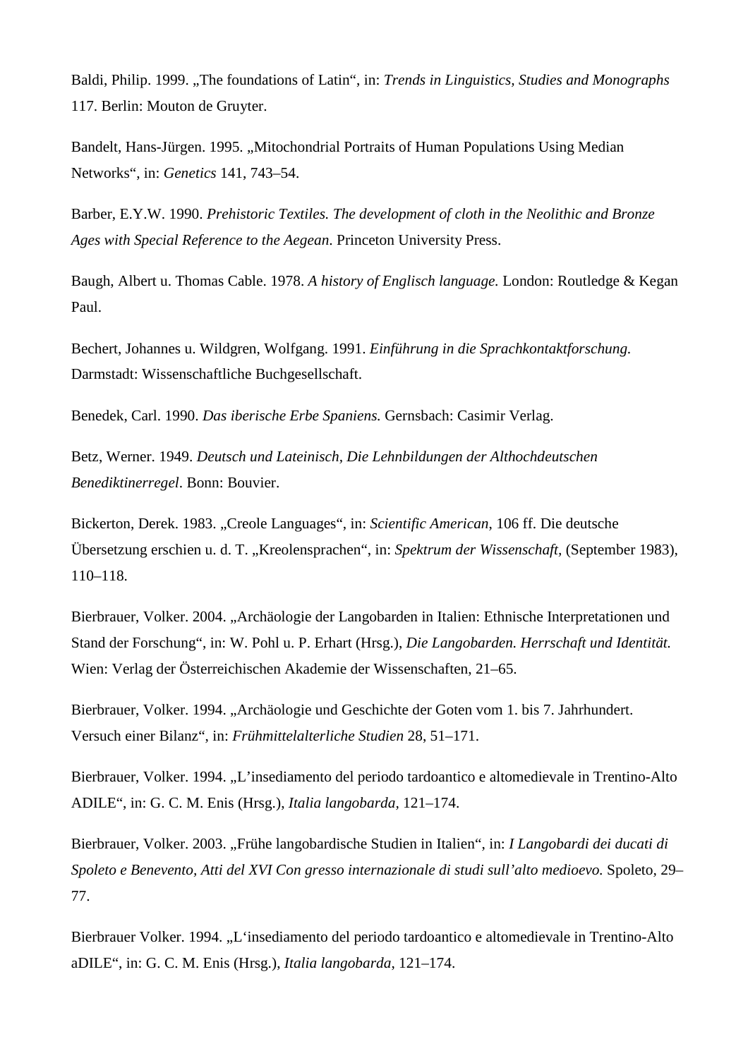Baldi, Philip. 1999. „The foundations of Latin“, in: *Trends in Linguistics, Studies and Monographs* 117. Berlin: Mouton de Gruyter.

Bandelt, Hans-Jürgen. 1995. „Mitochondrial Portraits of Human Populations Using Median Networks“, in: *Genetics* 141, 743–54.

Barber, E.Y.W. 1990. *Prehistoric Textiles. The development of cloth in the Neolithic and Bronze Ages with Special Reference to the Aegean*. Princeton University Press.

Baugh, Albert u. Thomas Cable. 1978. *A history of Englisch language.* London: Routledge & Kegan Paul.

Bechert, Johannes u. Wildgren, Wolfgang. 1991. *Einführung in die Sprachkontaktforschung.* Darmstadt: Wissenschaftliche Buchgesellschaft.

Benedek, Carl. 1990. *Das iberische Erbe Spaniens.* Gernsbach: Casimir Verlag.

Betz, Werner. 1949. *Deutsch und Lateinisch, Die Lehnbildungen der Althochdeutschen Benediktinerregel*. Bonn: Bouvier.

Bickerton, Derek. 1983. „Creole Languages“, in: *Scientific American*, 106 ff. Die deutsche Übersetzung erschien u. d. T. „Kreolensprachen“, in: *Spektrum der Wissenschaft,* (September 1983), 110–118.

Bierbrauer, Volker. 2004. „Archäologie der Langobarden in Italien: Ethnische Interpretationen und Stand der Forschung“, in: W. Pohl u. P. Erhart (Hrsg.), *Die Langobarden. Herrschaft und Identität.* Wien: Verlag der Österreichischen Akademie der Wissenschaften, 21–65.

Bierbrauer, Volker. 1994. „Archäologie und Geschichte der Goten vom 1. bis 7. Jahrhundert. Versuch einer Bilanz“, in: *Frühmittelalterliche Studien* 28, 51–171.

Bierbrauer, Volker. 1994. „L'insediamento del periodo tardoantico e altomedievale in Trentino-Alto ADILE“, in: G. C. M. Enis (Hrsg.), *Italia langobarda*, 121–174.

Bierbrauer, Volker. 2003. „Frühe langobardische Studien in Italien“, in: *I Langobardi dei ducati di Spoleto e Benevento, Atti del XVI Con gresso internazionale di studi sull'alto medioevo.* Spoleto, 29–77.

Bierbrauer Volker. 1994. „L'insediamento del periodo tardoantico e altomedievale in Trentino-Alto aDILE“, in: G. C. M. Enis (Hrsg.), *Italia langobarda*, 121–174.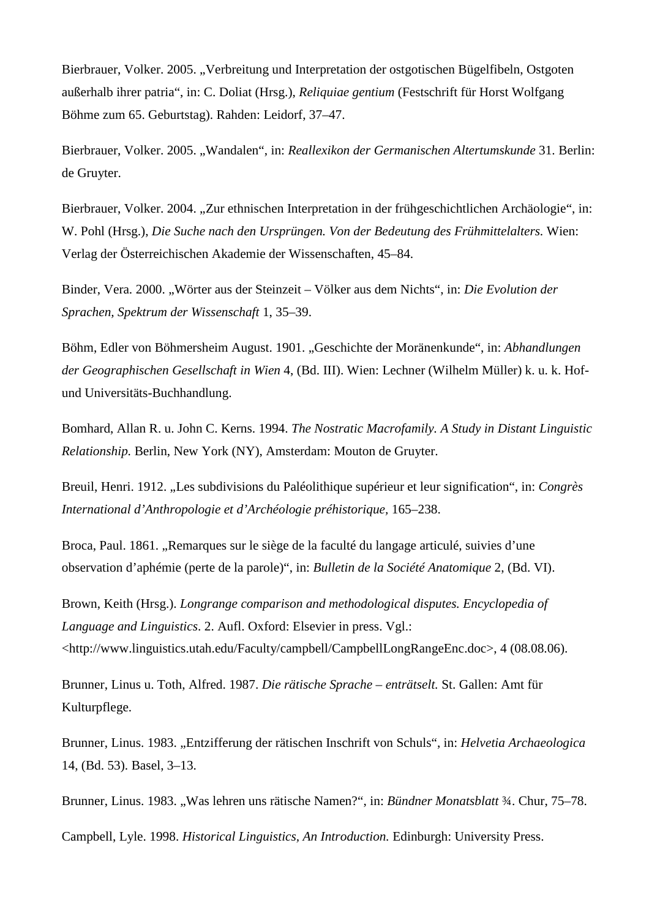Bierbrauer, Volker. 2005. „Verbreitung und Interpretation der ostgotischen Bügelfibeln, Ostgoten außerhalb ihrer patria“, in: C. Doliat (Hrsg.), *Reliquiae gentium* (Festschrift für Horst Wolfgang Böhme zum 65. Geburtstag). Rahden: Leidorf, 37–47.

Bierbrauer, Volker. 2005. „Wandalen“, in: *Reallexikon der Germanischen Altertumskunde* 31. Berlin: de Gruyter.

Bierbrauer, Volker. 2004. „Zur ethnischen Interpretation in der frühgeschichtlichen Archäologie“, in: W. Pohl (Hrsg.), *Die Suche nach den Ursprüngen. Von der Bedeutung des Frühmittelalters.* Wien: Verlag der Österreichischen Akademie der Wissenschaften, 45–84.

Binder, Vera. 2000. „Wörter aus der Steinzeit – Völker aus dem Nichts“, in: *Die Evolution der Sprachen, Spektrum der Wissenschaft* 1, 35–39.

Böhm, Edler von Böhmersheim August. 1901. „Geschichte der Moränenkunde“, in: *Abhandlungen der Geographischen Gesellschaft in Wien* 4, (Bd. III). Wien: Lechner (Wilhelm Müller) k. u. k. Hof- und Universitäts-Buchhandlung.

Bomhard, Allan R. u. John C. Kerns. 1994. *The Nostratic Macrofamily. A Study in Distant Linguistic Relationship.* Berlin, New York (NY), Amsterdam: Mouton de Gruyter.

Breuil, Henri. 1912. „Les subdivisions du Paléolithique supérieur et leur signification“, in: *Congrès International d’Anthropologie et d’Archéologie préhistorique*, 165–238.

Broca, Paul. 1861. „Remarques sur le siège de la faculté du langage articulé, suivies d’une observation d’aphémie (perte de la parole)“, in: *Bulletin de la Société Anatomique* 2, (Bd. VI).

Brown, Keith (Hrsg.). *Longrange comparison and methodological disputes. Encyclopedia of Language and Linguistics*. 2. Aufl. Oxford: Elsevier in press. Vgl.: <http://www.linguistics.utah.edu/Faculty/campbell/CampbellLongRangeEnc.doc>, 4 (08.08.06).

Brunner, Linus u. Toth, Alfred. 1987. *Die rätische Sprache – enträtselt.* St. Gallen: Amt für Kulturpflege.

Brunner, Linus. 1983. „Entzifferung der rätischen Inschrift von Schuls“, in: *Helvetia Archaeologica* 14, (Bd. 53). Basel, 3–13.

Brunner, Linus. 1983. „Was lehren uns rätische Namen?“, in: *Bündner Monatsblatt* ¾. Chur, 75–78.

Campbell, Lyle. 1998. *Historical Linguistics, An Introduction.* Edinburgh: University Press.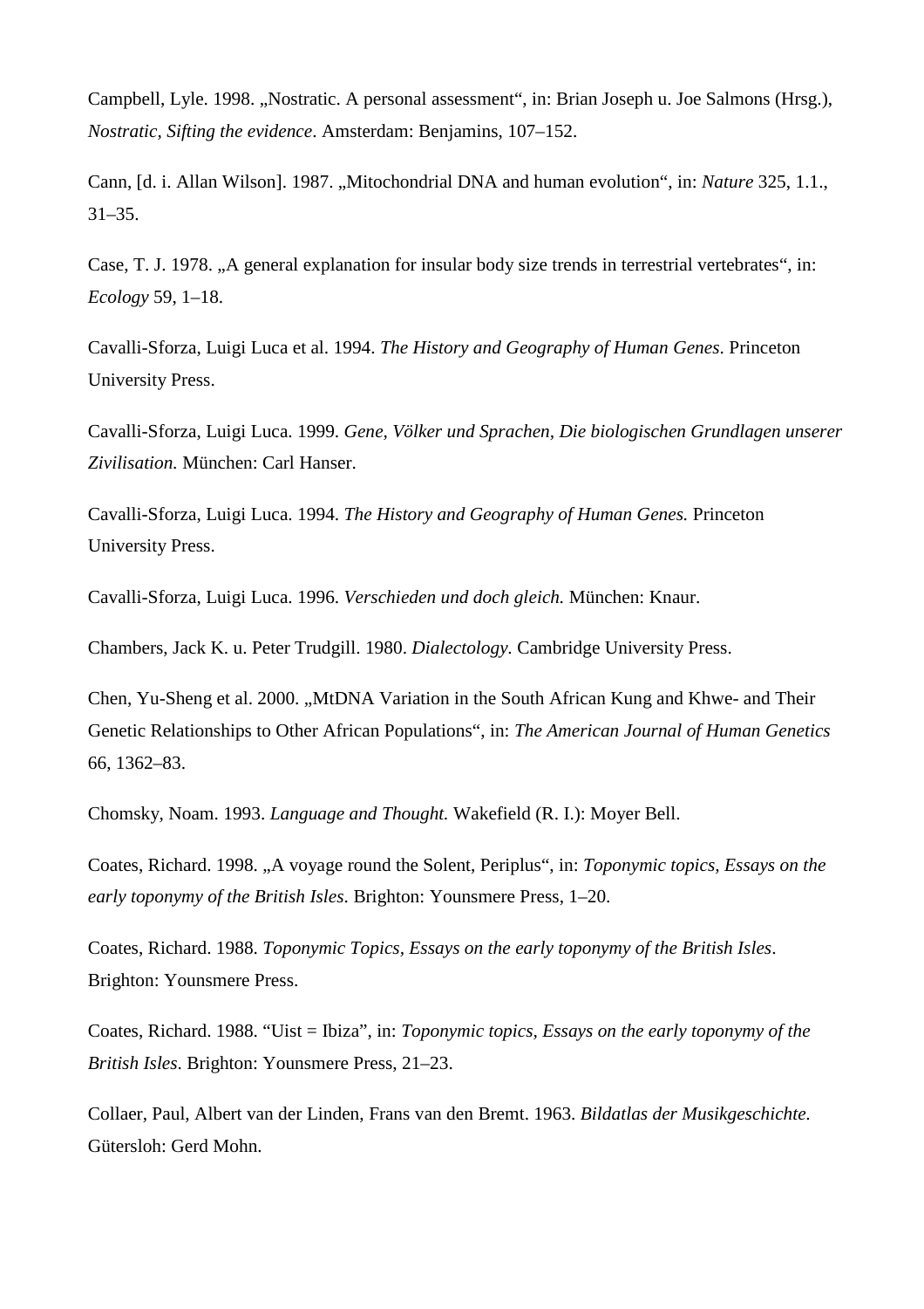Campbell, Lyle. 1998. „Nostratic. A personal assessment“, in: Brian Joseph u. Joe Salmons (Hrsg.), *Nostratic, Sifting the evidence*. Amsterdam: Benjamins, 107–152.

Cann, [d. i. Allan Wilson]. 1987. „Mitochondrial DNA and human evolution“, in: *Nature* 325, 1.1., 31–35.

Case, T. J. 1978. „A general explanation for insular body size trends in terrestrial vertebrates“, in: *Ecology* 59, 1–18.

Cavalli-Sforza, Luigi Luca et al. 1994. *The History and Geography of Human Genes*. Princeton University Press.

Cavalli-Sforza, Luigi Luca. 1999. *Gene, Völker und Sprachen, Die biologischen Grundlagen unserer Zivilisation.* München: Carl Hanser.

Cavalli-Sforza, Luigi Luca. 1994. *The History and Geography of Human Genes.* Princeton University Press.

Cavalli-Sforza, Luigi Luca. 1996. *Verschieden und doch gleich.* München: Knaur.

Chambers, Jack K. u. Peter Trudgill. 1980. *Dialectology.* Cambridge University Press.

Chen, Yu-Sheng et al. 2000. „MtDNA Variation in the South African Kung and Khwe- and Their Genetic Relationships to Other African Populations“, in: *The American Journal of Human Genetics* 66, 1362–83.

Chomsky, Noam. 1993. *Language and Thought.* Wakefield (R. I.): Moyer Bell.

Coates, Richard. 1998. „A voyage round the Solent, Periplus“, in: *Toponymic topics, Essays on the early toponymy of the British Isles*. Brighton: Younsmere Press, 1–20.

Coates, Richard. 1988. *Toponymic Topics, Essays on the early toponymy of the British Isles*. Brighton: Younsmere Press.

Coates, Richard. 1988. “Uist = Ibiza”, in: *Toponymic topics, Essays on the early toponymy of the British Isles*. Brighton: Younsmere Press, 21–23.

Collaer, Paul, Albert van der Linden, Frans van den Bremt. 1963. *Bildatlas der Musikgeschichte.* Gütersloh: Gerd Mohn.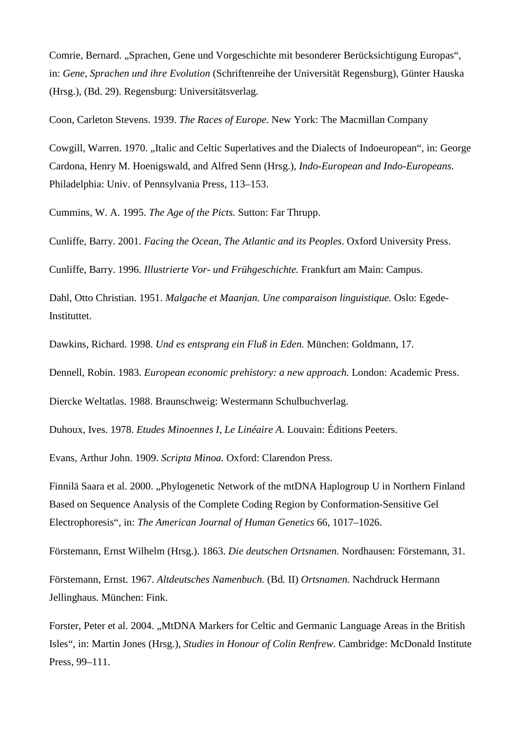Comrie, Bernard. „Sprachen, Gene und Vorgeschichte mit besonderer Berücksichtigung Europas“, in: *Gene, Sprachen und ihre Evolution* (Schriftenreihe der Universität Regensburg), Günter Hauska (Hrsg.), (Bd. 29). Regensburg: Universitätsverlag.

Coon, Carleton Stevens. 1939. *The Races of Europe*. New York: The Macmillan Company

Cowgill, Warren. 1970. „Italic and Celtic Superlatives and the Dialects of Indoeuropean“, in: George Cardona, Henry M. Hoenigswald, and Alfred Senn (Hrsg.), *Indo-European and Indo-Europeans*. Philadelphia: Univ. of Pennsylvania Press, 113–153.

Cummins, W. A. 1995. *The Age of the Picts.* Sutton: Far Thrupp.

Cunliffe, Barry. 2001. *Facing the Ocean, The Atlantic and its Peoples*. Oxford University Press.

Cunliffe, Barry. 1996. *Illustrierte Vor- und Frühgeschichte.* Frankfurt am Main: Campus.

Dahl, Otto Christian. 1951. *Malgache et Maanjan. Une comparaison linguistique.* Oslo: Egede-Instituttet.

Dawkins, Richard. 1998. *Und es entsprang ein Fluß in Eden.* München: Goldmann, 17.

Dennell, Robin. 1983. *European economic prehistory: a new approach.* London: Academic Press.

Diercke Weltatlas. 1988. Braunschweig: Westermann Schulbuchverlag.

Duhoux, Ives. 1978. *Etudes Minoennes I*, *Le Linéaire A*. Louvain: Éditions Peeters.

Evans, Arthur John. 1909. *Scripta Minoa.* Oxford: Clarendon Press.

Finnilä Saara et al. 2000. „Phylogenetic Network of the mtDNA Haplogroup U in Northern Finland Based on Sequence Analysis of the Complete Coding Region by Conformation-Sensitive Gel Electrophoresis“, in: *The American Journal of Human Genetics* 66, 1017–1026.

Förstemann, Ernst Wilhelm (Hrsg.). 1863. *Die deutschen Ortsnamen.* Nordhausen: Förstemann, 31.

Förstemann, Ernst. 1967. *Altdeutsches Namenbuch.* (Bd. II) *Ortsnamen.* Nachdruck Hermann Jellinghaus. München: Fink.

Forster, Peter et al. 2004. „MtDNA Markers for Celtic and Germanic Language Areas in the British Isles“, in: Martin Jones (Hrsg.), *Studies in Honour of Colin Renfrew.* Cambridge: McDonald Institute Press, 99–111.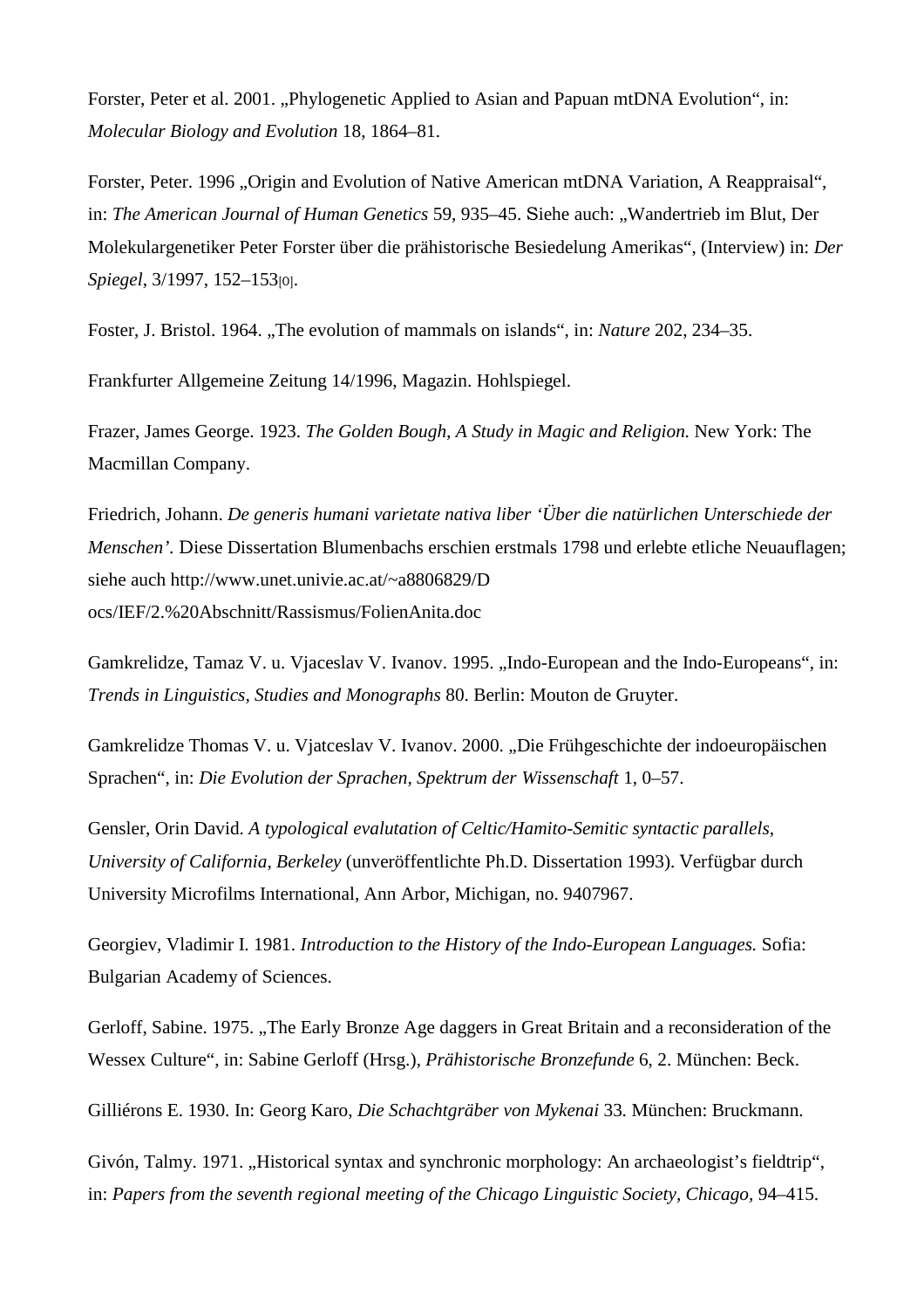Forster, Peter et al. 2001. „Phylogenetic Applied to Asian and Papuan mtDNA Evolution“, in: *Molecular Biology and Evolution* 18, 1864–81.

Forster, Peter. 1996 „Origin and Evolution of Native American mtDNA Variation, A Reappraisal“, in: *The American Journal of Human Genetics* 59, 935–45. Siehe auch: „Wandertrieb im Blut, Der Molekulargenetiker Peter Forster über die prähistorische Besiedelung Amerikas“, (Interview) in: *Der Spiegel*, 3/1997, 152–153[0].

Foster, J. Bristol. 1964. „The evolution of mammals on islands“, in: *Nature* 202, 234–35.

Frankfurter Allgemeine Zeitung 14/1996, Magazin. Hohlspiegel.

Frazer, James George. 1923. *The Golden Bough, A Study in Magic and Religion.* New York: The Macmillan Company.

Friedrich, Johann. *De generis humani varietate nativa liber 'Über die natürlichen Unterschiede der Menschen'.* Diese Dissertation Blumenbachs erschien erstmals 1798 und erlebte etliche Neuauflagen; siehe auch http://www.unet.univie.ac.at/~a8806829/Docs/IEF/2.%20Abschnitt/Rassismus/FolienAnita.doc

Gamkrelidze, Tamaz V. u. Vjaceslav V. Ivanov. 1995. „Indo-European and the Indo-Europeans“, in: *Trends in Linguistics, Studies and Monographs* 80. Berlin: Mouton de Gruyter.

Gamkrelidze Thomas V. u. Vjatceslav V. Ivanov. 2000. „Die Frühgeschichte der indoeuropäischen Sprachen“, in: *Die Evolution der Sprachen, Spektrum der Wissenschaft* 1, 0–57.

Gensler, Orin David. *A typological evalutation of Celtic/Hamito-Semitic syntactic parallels, University of California, Berkeley* (unveröffentlichte Ph.D. Dissertation 1993). Verfügbar durch University Microfilms International, Ann Arbor, Michigan, no. 9407967.

Georgiev, Vladimir I. 1981. *Introduction to the History of the Indo-European Languages.* Sofia: Bulgarian Academy of Sciences.

Gerloff, Sabine. 1975. „The Early Bronze Age daggers in Great Britain and a reconsideration of the Wessex Culture“, in: Sabine Gerloff (Hrsg.), *Prähistorische Bronzefunde* 6, 2. München: Beck.

Gilliérons E. 1930. In: Georg Karo, *Die Schachtgräber von Mykenai* 33. München: Bruckmann.

Givón, Talmy. 1971. „Historical syntax and synchronic morphology: An archaeologist's fieldtrip“, in: *Papers from the seventh regional meeting of the Chicago Linguistic Society, Chicago,* 94–415.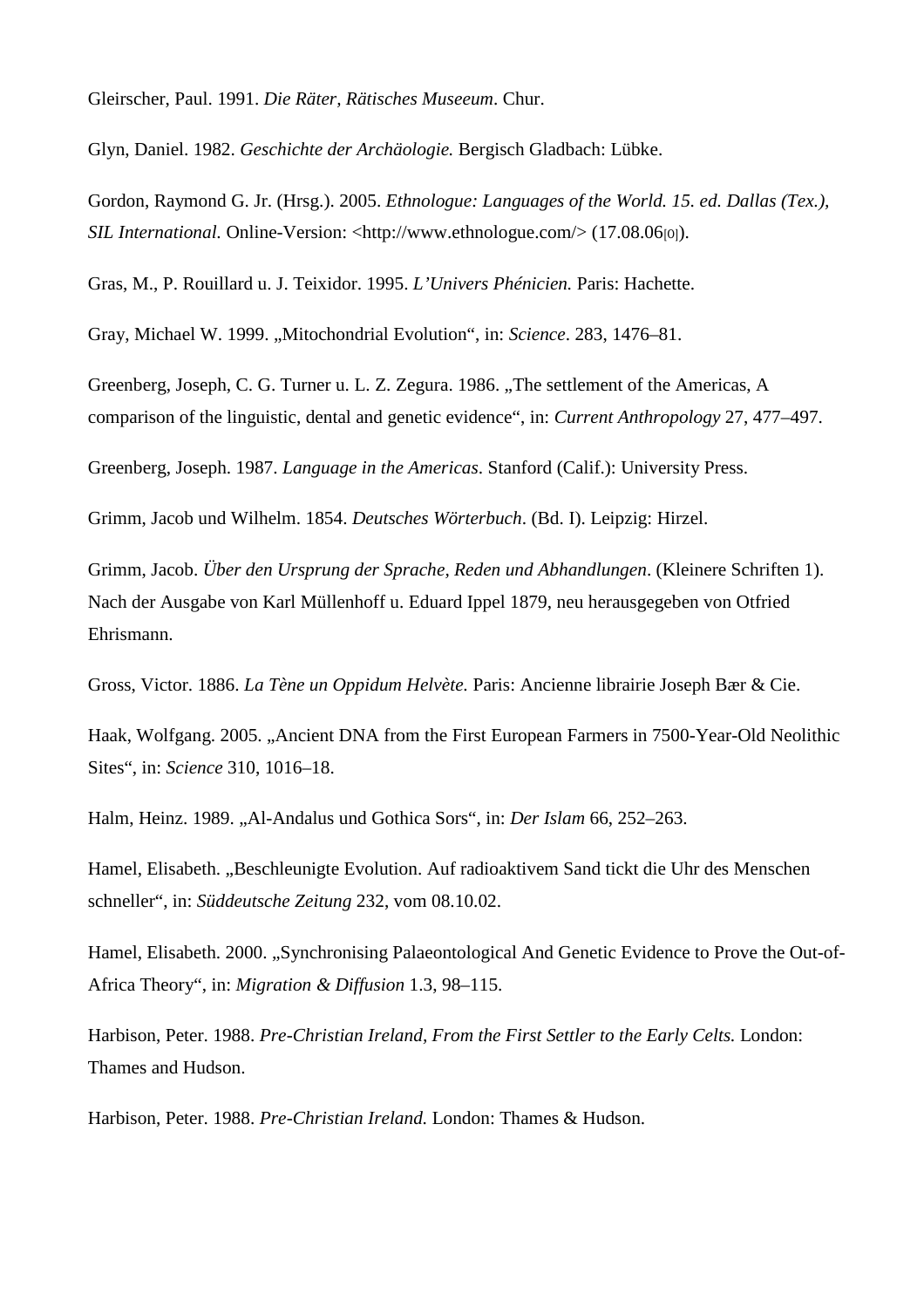Gleirscher, Paul. 1991. *Die Räter, Rätisches Museeum*. Chur.

Glyn, Daniel. 1982. *Geschichte der Archäologie.* Bergisch Gladbach: Lübke.

Gordon, Raymond G. Jr. (Hrsg.). 2005. *Ethnologue: Languages of the World. 15. ed. Dallas (Tex.), SIL International.* Online-Version: <http://www.ethnologue.com/> (17.08.06[0]).

Gras, M., P. Rouillard u. J. Teixidor. 1995. *L'Univers Phénicien.* Paris: Hachette.

Gray, Michael W. 1999. „Mitochondrial Evolution", in: *Science*. 283, 1476–81.

Greenberg, Joseph, C. G. Turner u. L. Z. Zegura. 1986. „The settlement of the Americas, A comparison of the linguistic, dental and genetic evidence", in: *Current Anthropology* 27, 477–497.

Greenberg, Joseph. 1987. *Language in the Americas*. Stanford (Calif.): University Press.

Grimm, Jacob und Wilhelm. 1854. *Deutsches Wörterbuch*. (Bd. I). Leipzig: Hirzel.

Grimm, Jacob. *Über den Ursprung der Sprache, Reden und Abhandlungen*. (Kleinere Schriften 1). Nach der Ausgabe von Karl Müllenhoff u. Eduard Ippel 1879, neu herausgegeben von Otfried Ehrismann.

Gross, Victor. 1886. *La Tène un Oppidum Helvète.* Paris: Ancienne librairie Joseph Bær & Cie.

Haak, Wolfgang. 2005. „Ancient DNA from the First European Farmers in 7500-Year-Old Neolithic Sites", in: *Science* 310, 1016–18.

Halm, Heinz. 1989. „Al-Andalus und Gothica Sors", in: *Der Islam* 66, 252–263.

Hamel, Elisabeth. „Beschleunigte Evolution. Auf radioaktivem Sand tickt die Uhr des Menschen schneller", in: *Süddeutsche Zeitung* 232, vom 08.10.02.

Hamel, Elisabeth. 2000. „Synchronising Palaeontological And Genetic Evidence to Prove the Out-of-Africa Theory", in: *Migration & Diffusion* 1.3, 98–115.

Harbison, Peter. 1988. *Pre-Christian Ireland, From the First Settler to the Early Celts.* London: Thames and Hudson.

Harbison, Peter. 1988. *Pre-Christian Ireland.* London: Thames & Hudson.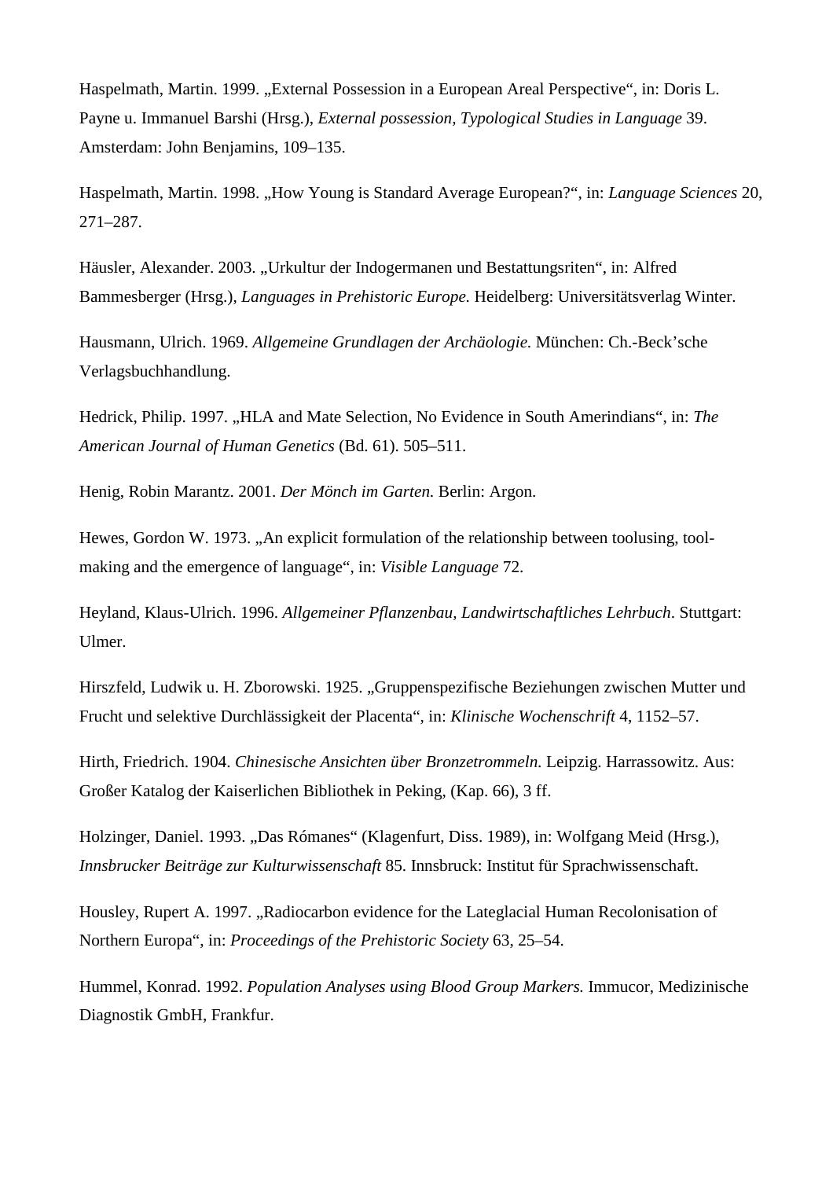Haspelmath, Martin. 1999. „External Possession in a European Areal Perspective“, in: Doris L. Payne u. Immanuel Barshi (Hrsg.), *External possession, Typological Studies in Language* 39. Amsterdam: John Benjamins, 109–135.

Haspelmath, Martin. 1998. „How Young is Standard Average European?“, in: *Language Sciences* 20, 271–287.

Häusler, Alexander. 2003. „Urkultur der Indogermanen und Bestattungsriten“, in: Alfred Bammesberger (Hrsg.), *Languages in Prehistoric Europe.* Heidelberg: Universitätsverlag Winter.

Hausmann, Ulrich. 1969. *Allgemeine Grundlagen der Archäologie.* München: Ch.-Beck’sche Verlagsbuchhandlung.

Hedrick, Philip. 1997. „HLA and Mate Selection, No Evidence in South Amerindians“, in: *The American Journal of Human Genetics* (Bd. 61). 505–511.

Henig, Robin Marantz. 2001. *Der Mönch im Garten.* Berlin: Argon.

Hewes, Gordon W. 1973. „An explicit formulation of the relationship between toolusing, tool-making and the emergence of language“, in: *Visible Language* 72.

Heyland, Klaus-Ulrich. 1996. *Allgemeiner Pflanzenbau, Landwirtschaftliches Lehrbuch*. Stuttgart: Ulmer.

Hirszfeld, Ludwik u. H. Zborowski. 1925. „Gruppenspezifische Beziehungen zwischen Mutter und Frucht und selektive Durchlässigkeit der Placenta“, in: *Klinische Wochenschrift* 4, 1152–57.

Hirth, Friedrich. 1904. *Chinesische Ansichten über Bronzetrommeln.* Leipzig. Harrassowitz. Aus: Großer Katalog der Kaiserlichen Bibliothek in Peking, (Kap. 66), 3 ff.

Holzinger, Daniel. 1993. „Das Rómanes“ (Klagenfurt, Diss. 1989), in: Wolfgang Meid (Hrsg.), *Innsbrucker Beiträge zur Kulturwissenschaft* 85. Innsbruck: Institut für Sprachwissenschaft.

Housley, Rupert A. 1997. „Radiocarbon evidence for the Lateglacial Human Recolonisation of Northern Europa“, in: *Proceedings of the Prehistoric Society* 63, 25–54.

Hummel, Konrad. 1992. *Population Analyses using Blood Group Markers.* Immucor, Medizinische Diagnostik GmbH, Frankfur.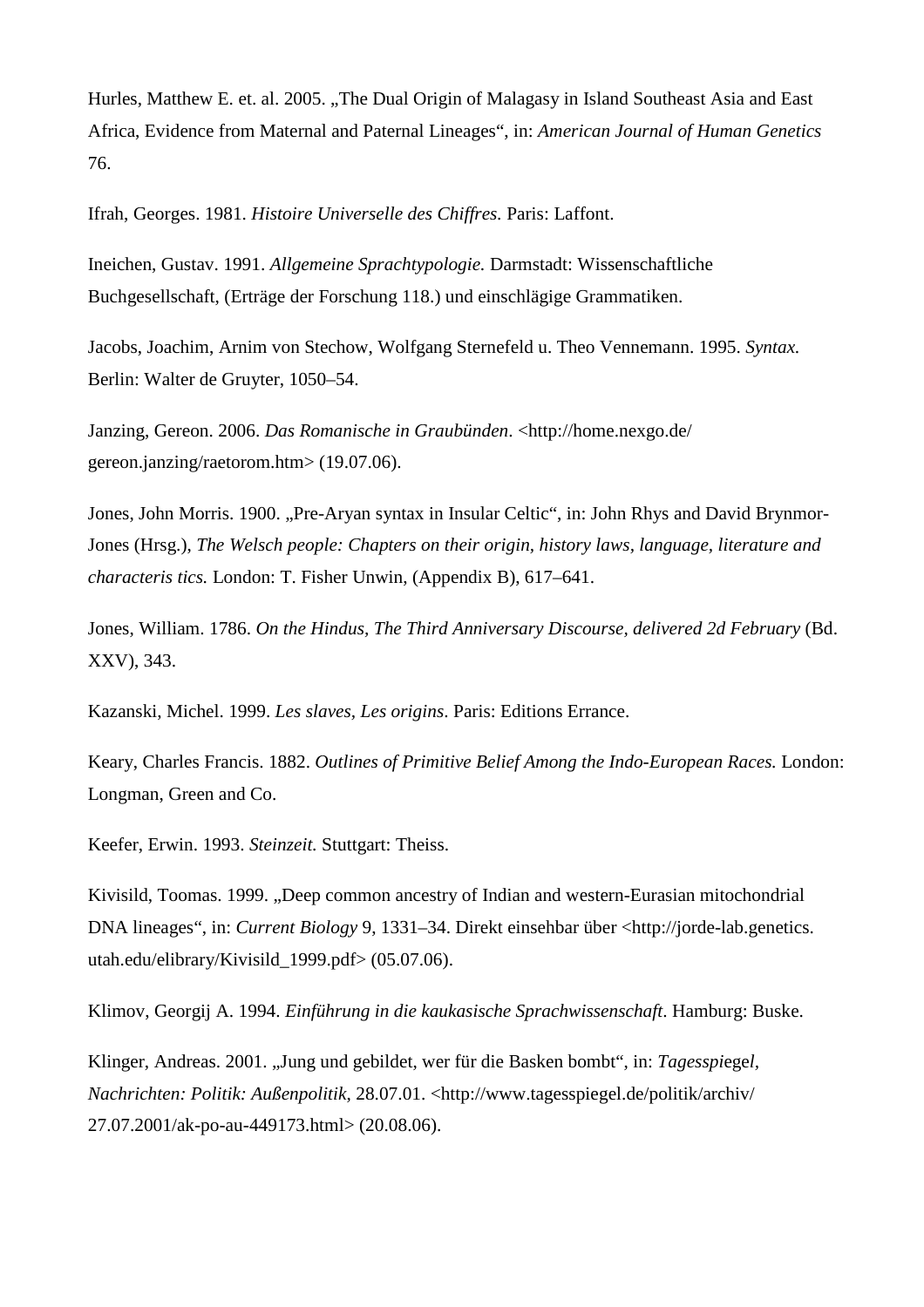Hurles, Matthew E. et. al. 2005. „The Dual Origin of Malagasy in Island Southeast Asia and East Africa, Evidence from Maternal and Paternal Lineages“, in: *American Journal of Human Genetics* 76.

Ifrah, Georges. 1981. *Histoire Universelle des Chiffres.* Paris: Laffont.

Ineichen, Gustav. 1991. *Allgemeine Sprachtypologie.* Darmstadt: Wissenschaftliche Buchgesellschaft, (Erträge der Forschung 118.) und einschlägige Grammatiken.

Jacobs, Joachim, Arnim von Stechow, Wolfgang Sternefeld u. Theo Vennemann. 1995. *Syntax.* Berlin: Walter de Gruyter, 1050–54.

Janzing, Gereon. 2006. *Das Romanische in Graubünden*. <http://home.nexgo.de/gereon.janzing/raetorom.htm> (19.07.06).

Jones, John Morris. 1900. „Pre-Aryan syntax in Insular Celtic“, in: John Rhys and David Brynmor-Jones (Hrsg.), *The Welsch people: Chapters on their origin, history laws, language, literature and characteris tics.* London: T. Fisher Unwin, (Appendix B), 617–641.

Jones, William. 1786. *On the Hindus, The Third Anniversary Discourse, delivered 2d February* (Bd. XXV), 343.

Kazanski, Michel. 1999. *Les slaves, Les origins*. Paris: Editions Errance.

Keary, Charles Francis. 1882. *Outlines of Primitive Belief Among the Indo-European Races.* London: Longman, Green and Co.

Keefer, Erwin. 1993. *Steinzeit.* Stuttgart: Theiss.

Kivisild, Toomas. 1999. „Deep common ancestry of Indian and western-Eurasian mitochondrial DNA lineages“, in: *Current Biology* 9, 1331–34. Direkt einsehbar über <http://jorde-lab.genetics.utah.edu/elibrary/Kivisild_1999.pdf> (05.07.06).

Klimov, Georgij A. 1994. *Einführung in die kaukasische Sprachwissenschaft*. Hamburg: Buske.

Klinger, Andreas. 2001. „Jung und gebildet, wer für die Basken bombt“, in: *Tagesspiegel, Nachrichten: Politik: Außenpolitik*, 28.07.01. <http://www.tagesspiegel.de/politik/archiv/27.07.2001/ak-po-au-449173.html> (20.08.06).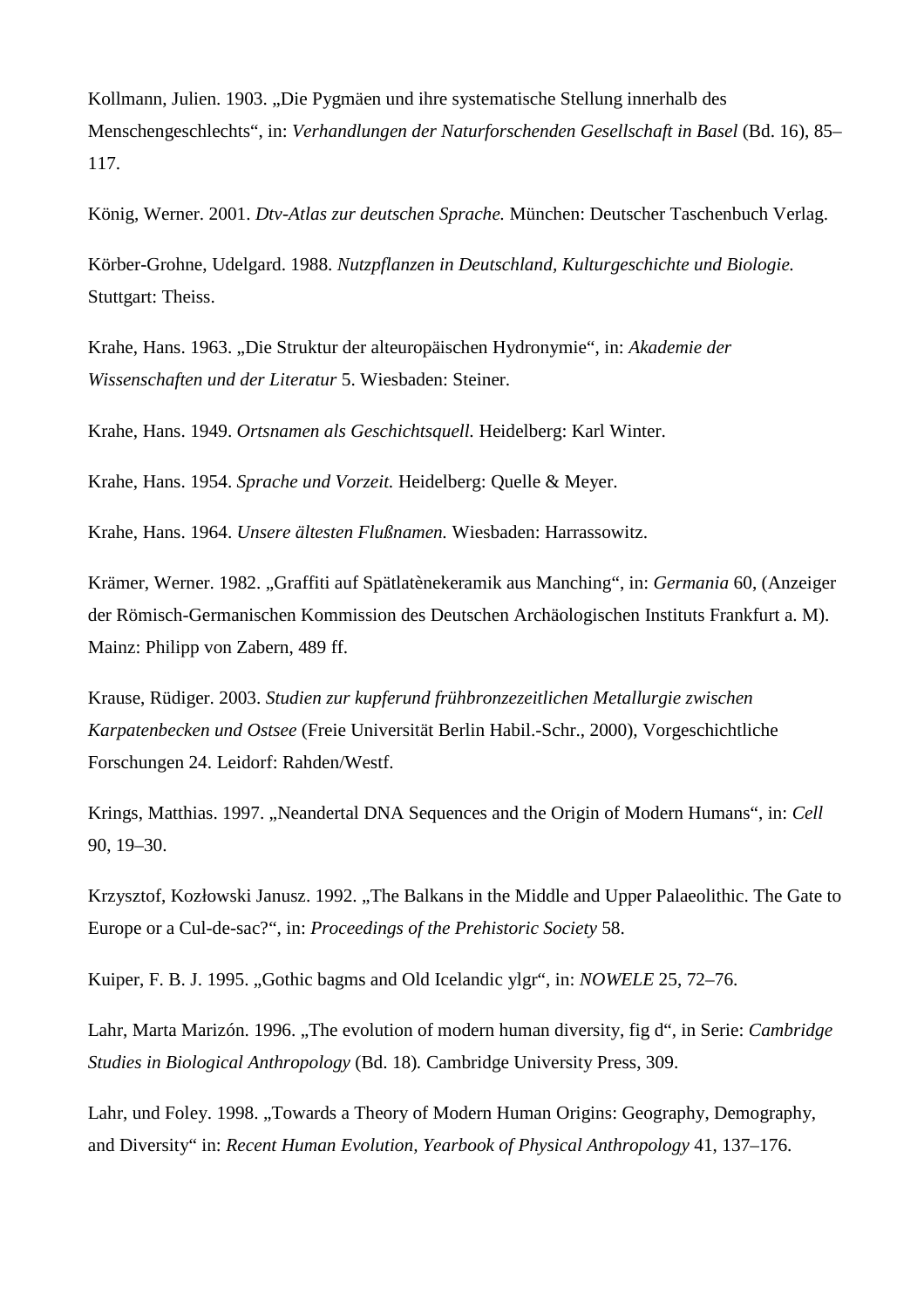Kollmann, Julien. 1903. „Die Pygmäen und ihre systematische Stellung innerhalb des Menschengeschlechts“, in: *Verhandlungen der Naturforschenden Gesellschaft in Basel* (Bd. 16), 85–117.

König, Werner. 2001. *Dtv-Atlas zur deutschen Sprache.* München: Deutscher Taschenbuch Verlag.

Körber-Grohne, Udelgard. 1988. *Nutzpflanzen in Deutschland, Kulturgeschichte und Biologie.* Stuttgart: Theiss.

Krahe, Hans. 1963. „Die Struktur der alteuropäischen Hydronymie“, in: *Akademie der Wissenschaften und der Literatur* 5. Wiesbaden: Steiner.

Krahe, Hans. 1949. *Ortsnamen als Geschichtsquell.* Heidelberg: Karl Winter.

Krahe, Hans. 1954. *Sprache und Vorzeit.* Heidelberg: Quelle & Meyer.

Krahe, Hans. 1964. *Unsere ältesten Flußnamen.* Wiesbaden: Harrassowitz.

Krämer, Werner. 1982. „Graffiti auf Spätlatènekeramik aus Manching“, in: *Germania* 60, (Anzeiger der Römisch-Germanischen Kommission des Deutschen Archäologischen Instituts Frankfurt a. M). Mainz: Philipp von Zabern, 489 ff.

Krause, Rüdiger. 2003. *Studien zur kupferund frühbronzezeitlichen Metallurgie zwischen Karpatenbecken und Ostsee* (Freie Universität Berlin Habil.-Schr., 2000), Vorgeschichtliche Forschungen 24. Leidorf: Rahden/Westf.

Krings, Matthias. 1997. „Neandertal DNA Sequences and the Origin of Modern Humans“, in: *Cell* 90, 19–30.

Krzysztof, Kozłowski Janusz. 1992. „The Balkans in the Middle and Upper Palaeolithic. The Gate to Europe or a Cul-de-sac?“, in: *Proceedings of the Prehistoric Society* 58.

Kuiper, F. B. J. 1995. „Gothic bagms and Old Icelandic ylgr“, in: *NOWELE* 25, 72–76.

Lahr, Marta Marizón. 1996. „The evolution of modern human diversity, fig d“, in Serie: *Cambridge Studies in Biological Anthropology* (Bd. 18)*.* Cambridge University Press, 309.

Lahr, und Foley. 1998. „Towards a Theory of Modern Human Origins: Geography, Demography, and Diversity“ in: *Recent Human Evolution, Yearbook of Physical Anthropology* 41, 137–176.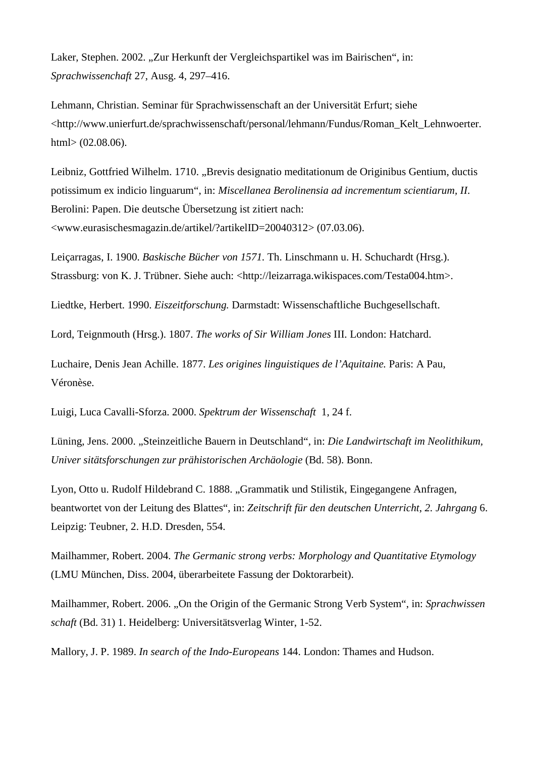Laker, Stephen. 2002. „Zur Herkunft der Vergleichspartikel was im Bairischen“, in: *Sprachwissenchaft* 27, Ausg. 4, 297–416.

Lehmann, Christian. Seminar für Sprachwissenschaft an der Universität Erfurt; siehe <http://www.unierfurt.de/sprachwissenschaft/personal/lehmann/Fundus/Roman_Kelt_Lehnwoerter.html> (02.08.06).

Leibniz, Gottfried Wilhelm. 1710. „Brevis designatio meditationum de Originibus Gentium, ductis potissimum ex indicio linguarum“, in: *Miscellanea Berolinensia ad incrementum scientiarum, II*. Berolini: Papen. Die deutsche Übersetzung ist zitiert nach: <www.eurasischesmagazin.de/artikel/?artikelID=20040312> (07.03.06).

Leiçarragas, I. 1900. *Baskische Bücher von 1571.* Th. Linschmann u. H. Schuchardt (Hrsg.). Strassburg: von K. J. Trübner. Siehe auch: <http://leizarraga.wikispaces.com/Testa004.htm>.

Liedtke, Herbert. 1990. *Eiszeitforschung.* Darmstadt: Wissenschaftliche Buchgesellschaft.

Lord, Teignmouth (Hrsg.). 1807. *The works of Sir William Jones* III. London: Hatchard.

Luchaire, Denis Jean Achille. 1877. *Les origines linguistiques de l'Aquitaine.* Paris: A Pau, Véronèse.

Luigi, Luca Cavalli-Sforza. 2000. *Spektrum der Wissenschaft* 1, 24 f.

Lüning, Jens. 2000. „Steinzeitliche Bauern in Deutschland“, in: *Die Landwirtschaft im Neolithikum, Univer sitätsforschungen zur prähistorischen Archäologie* (Bd. 58). Bonn.

Lyon, Otto u. Rudolf Hildebrand C. 1888. „Grammatik und Stilistik, Eingegangene Anfragen, beantwortet von der Leitung des Blattes“, in: *Zeitschrift für den deutschen Unterricht*, *2. Jahrgang* 6. Leipzig: Teubner, 2. H.D. Dresden, 554.

Mailhammer, Robert. 2004. *The Germanic strong verbs: Morphology and Quantitative Etymology* (LMU München, Diss. 2004, überarbeitete Fassung der Doktorarbeit).

Mailhammer, Robert. 2006. „On the Origin of the Germanic Strong Verb System“, in: *Sprachwissen schaft* (Bd. 31) 1. Heidelberg: Universitätsverlag Winter, 1-52.

Mallory, J. P. 1989. *In search of the Indo-Europeans* 144. London: Thames and Hudson.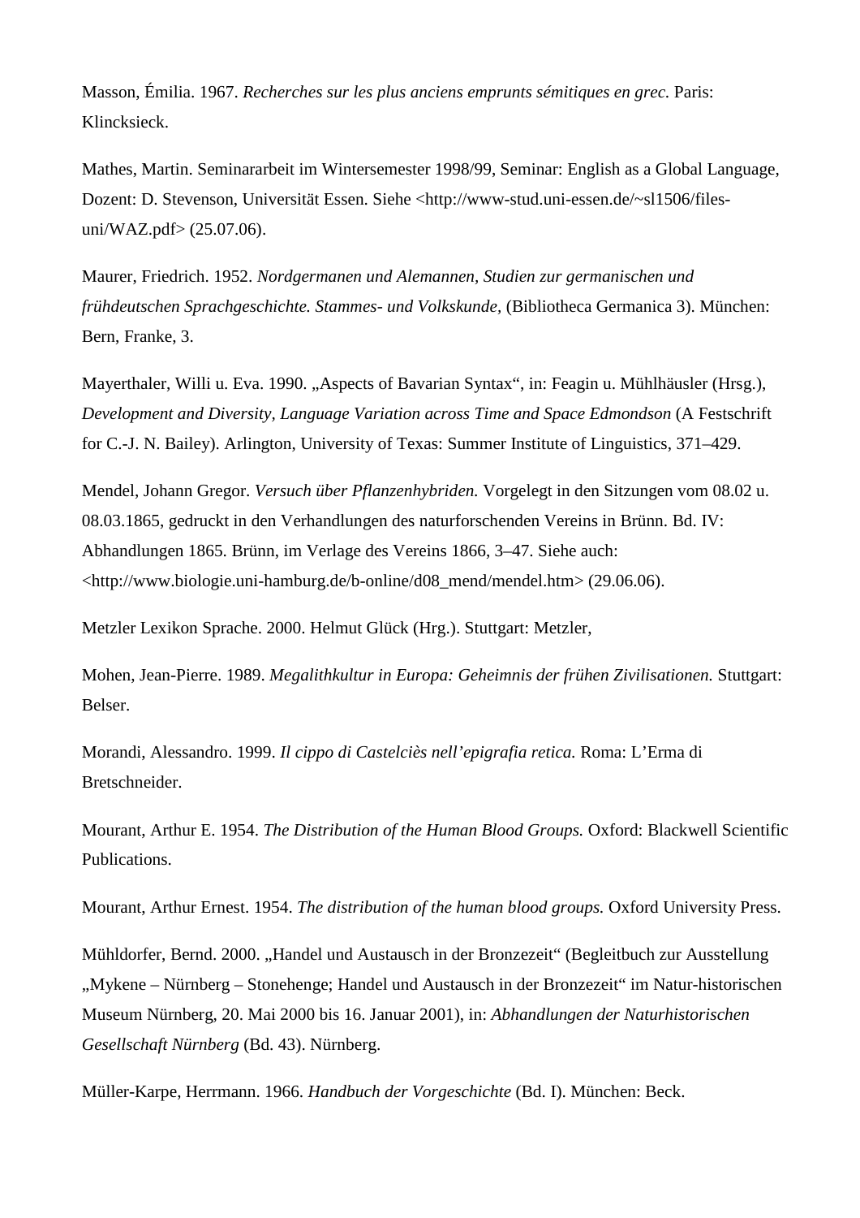Masson, Émilia. 1967. *Recherches sur les plus anciens emprunts sémitiques en grec.* Paris: Klincksieck.

Mathes, Martin. Seminararbeit im Wintersemester 1998/99, Seminar: English as a Global Language, Dozent: D. Stevenson, Universität Essen. Siehe <http://www-stud.uni-essen.de/~sl1506/files-uni/WAZ.pdf> (25.07.06).

Maurer, Friedrich. 1952. *Nordgermanen und Alemannen, Studien zur germanischen und frühdeutschen Sprachgeschichte. Stammes- und Volkskunde,* (Bibliotheca Germanica 3). München: Bern, Franke, 3.

Mayerthaler, Willi u. Eva. 1990. „Aspects of Bavarian Syntax", in: Feagin u. Mühlhäusler (Hrsg.), *Development and Diversity, Language Variation across Time and Space Edmondson* (A Festschrift for C.-J. N. Bailey). Arlington, University of Texas: Summer Institute of Linguistics, 371–429.

Mendel, Johann Gregor. *Versuch über Pflanzenhybriden.* Vorgelegt in den Sitzungen vom 08.02 u. 08.03.1865, gedruckt in den Verhandlungen des naturforschenden Vereins in Brünn. Bd. IV: Abhandlungen 1865. Brünn, im Verlage des Vereins 1866, 3–47. Siehe auch: <http://www.biologie.uni-hamburg.de/b-online/d08_mend/mendel.htm> (29.06.06).

Metzler Lexikon Sprache. 2000. Helmut Glück (Hrg.). Stuttgart: Metzler,

Mohen, Jean-Pierre. 1989. *Megalithkultur in Europa: Geheimnis der frühen Zivilisationen.* Stuttgart: Belser.

Morandi, Alessandro. 1999. *Il cippo di Castelciès nell'epigrafia retica.* Roma: L'Erma di Bretschneider.

Mourant, Arthur E. 1954. *The Distribution of the Human Blood Groups.* Oxford: Blackwell Scientific Publications.

Mourant, Arthur Ernest. 1954. *The distribution of the human blood groups.* Oxford University Press.

Mühldorfer, Bernd. 2000. „Handel und Austausch in der Bronzezeit" (Begleitbuch zur Ausstellung „Mykene – Nürnberg – Stonehenge; Handel und Austausch in der Bronzezeit" im Natur-historischen Museum Nürnberg, 20. Mai 2000 bis 16. Januar 2001), in: *Abhandlungen der Naturhistorischen Gesellschaft Nürnberg* (Bd. 43). Nürnberg.

Müller-Karpe, Herrmann. 1966. *Handbuch der Vorgeschichte* (Bd. I). München: Beck.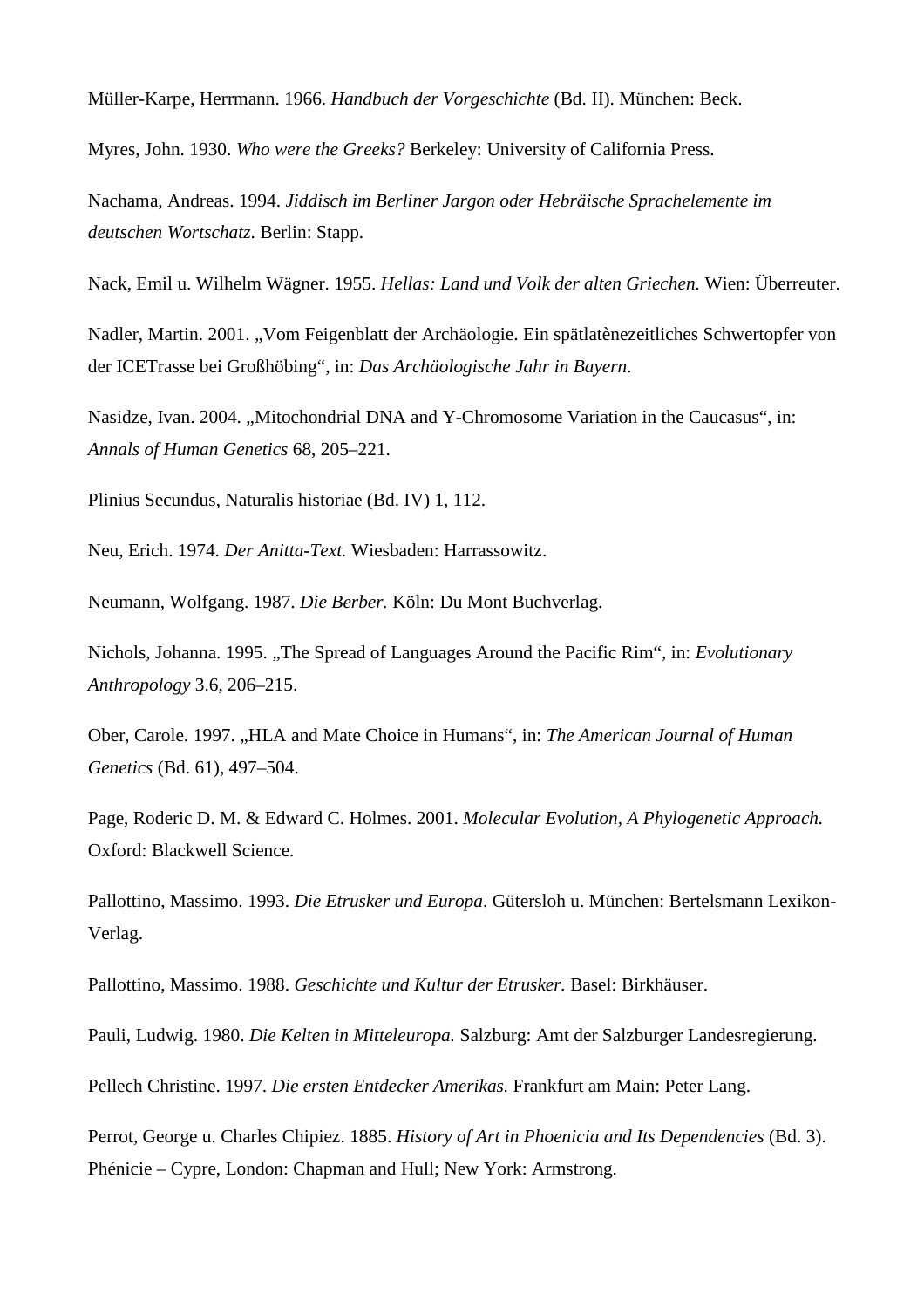Müller-Karpe, Herrmann. 1966. *Handbuch der Vorgeschichte* (Bd. II). München: Beck.

Myres, John. 1930. *Who were the Greeks?* Berkeley: University of California Press.

Nachama, Andreas. 1994. *Jiddisch im Berliner Jargon oder Hebräische Sprachelemente im deutschen Wortschatz*. Berlin: Stapp.

Nack, Emil u. Wilhelm Wägner. 1955. *Hellas: Land und Volk der alten Griechen.* Wien: Überreuter.

Nadler, Martin. 2001. „Vom Feigenblatt der Archäologie. Ein spätlatènezeitliches Schwertopfer von der ICETrasse bei Großhöbing", in: *Das Archäologische Jahr in Bayern*.

Nasidze, Ivan. 2004. „Mitochondrial DNA and Y-Chromosome Variation in the Caucasus", in: *Annals of Human Genetics* 68, 205–221.

Plinius Secundus, Naturalis historiae (Bd. IV) 1, 112.

Neu, Erich. 1974. *Der Anitta-Text.* Wiesbaden: Harrassowitz.

Neumann, Wolfgang. 1987. *Die Berber.* Köln: Du Mont Buchverlag.

Nichols, Johanna. 1995. „The Spread of Languages Around the Pacific Rim", in: *Evolutionary Anthropology* 3.6, 206–215.

Ober, Carole. 1997. „HLA and Mate Choice in Humans", in: *The American Journal of Human Genetics* (Bd. 61), 497–504.

Page, Roderic D. M. & Edward C. Holmes. 2001. *Molecular Evolution, A Phylogenetic Approach.* Oxford: Blackwell Science.

Pallottino, Massimo. 1993. *Die Etrusker und Europa*. Gütersloh u. München: Bertelsmann Lexikon-Verlag.

Pallottino, Massimo. 1988. *Geschichte und Kultur der Etrusker.* Basel: Birkhäuser.

Pauli, Ludwig. 1980. *Die Kelten in Mitteleuropa.* Salzburg: Amt der Salzburger Landesregierung.

Pellech Christine. 1997. *Die ersten Entdecker Amerikas.* Frankfurt am Main: Peter Lang.

Perrot, George u. Charles Chipiez. 1885. *History of Art in Phoenicia and Its Dependencies* (Bd. 3). Phénicie – Cypre, London: Chapman and Hull; New York: Armstrong.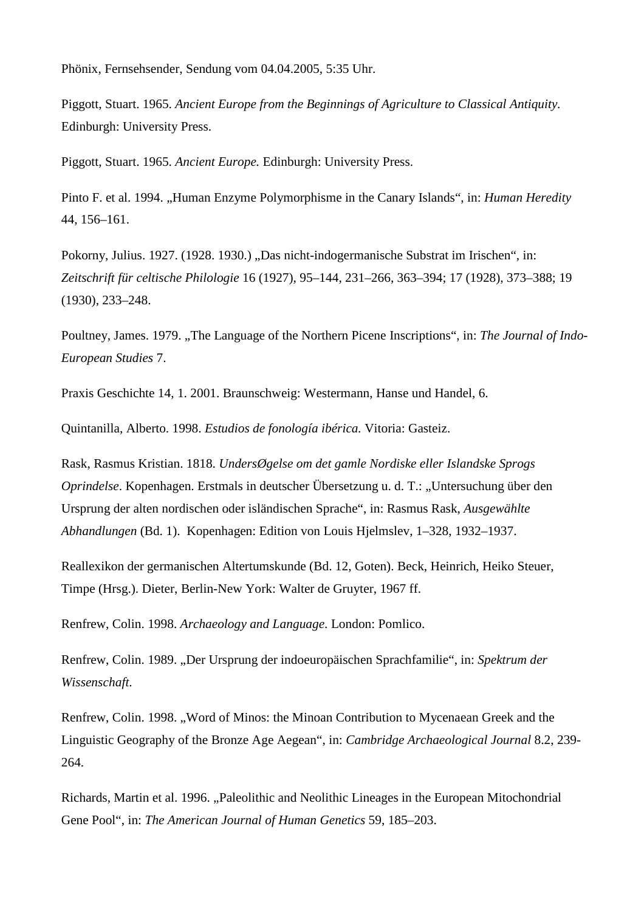Phönix, Fernsehsender, Sendung vom 04.04.2005, 5:35 Uhr.

Piggott, Stuart. 1965. *Ancient Europe from the Beginnings of Agriculture to Classical Antiquity.* Edinburgh: University Press.

Piggott, Stuart. 1965. *Ancient Europe.* Edinburgh: University Press.

Pinto F. et al. 1994. „Human Enzyme Polymorphisme in the Canary Islands", in: *Human Heredity* 44, 156–161.

Pokorny, Julius. 1927. (1928. 1930.) „Das nicht-indogermanische Substrat im Irischen", in: *Zeitschrift für celtische Philologie* 16 (1927), 95–144, 231–266, 363–394; 17 (1928), 373–388; 19 (1930), 233–248.

Poultney, James. 1979. „The Language of the Northern Picene Inscriptions", in: *The Journal of Indo-European Studies* 7.

Praxis Geschichte 14, 1. 2001. Braunschweig: Westermann, Hanse und Handel, 6.

Quintanilla, Alberto. 1998. *Estudios de fonología ibérica.* Vitoria: Gasteiz.

Rask, Rasmus Kristian. 1818. *UndersØgelse om det gamle Nordiske eller Islandske Sprogs Oprindelse*. Kopenhagen. Erstmals in deutscher Übersetzung u. d. T.: „Untersuchung über den Ursprung der alten nordischen oder isländischen Sprache", in: Rasmus Rask, *Ausgewählte Abhandlungen* (Bd. 1). Kopenhagen: Edition von Louis Hjelmslev, 1–328, 1932–1937.

Reallexikon der germanischen Altertumskunde (Bd. 12, Goten). Beck, Heinrich, Heiko Steuer, Timpe (Hrsg.). Dieter, Berlin-New York: Walter de Gruyter, 1967 ff.

Renfrew, Colin. 1998. *Archaeology and Language*. London: Pomlico.

Renfrew, Colin. 1989. „Der Ursprung der indoeuropäischen Sprachfamilie", in: *Spektrum der Wissenschaft.*

Renfrew, Colin. 1998. „Word of Minos: the Minoan Contribution to Mycenaean Greek and the Linguistic Geography of the Bronze Age Aegean", in: *Cambridge Archaeological Journal* 8.2, 239-264.

Richards, Martin et al. 1996. „Paleolithic and Neolithic Lineages in the European Mitochondrial Gene Pool", in: *The American Journal of Human Genetics* 59, 185–203.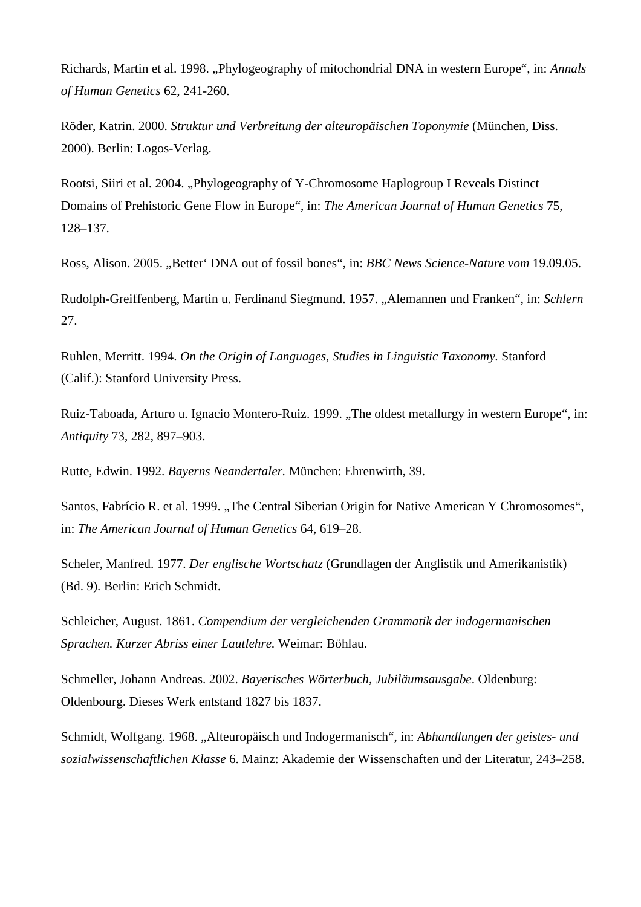Richards, Martin et al. 1998. „Phylogeography of mitochondrial DNA in western Europe“, in: *Annals of Human Genetics* 62, 241-260.

Röder, Katrin. 2000. *Struktur und Verbreitung der alteuropäischen Toponymie* (München, Diss. 2000). Berlin: Logos-Verlag.

Rootsi, Siiri et al. 2004. „Phylogeography of Y-Chromosome Haplogroup I Reveals Distinct Domains of Prehistoric Gene Flow in Europe“, in: *The American Journal of Human Genetics* 75, 128–137.

Ross, Alison. 2005. „Better‘ DNA out of fossil bones“, in: *BBC News Science-Nature vom* 19.09.05.

Rudolph-Greiffenberg, Martin u. Ferdinand Siegmund. 1957. „Alemannen und Franken“, in: *Schlern* 27.

Ruhlen, Merritt. 1994. *On the Origin of Languages, Studies in Linguistic Taxonomy*. Stanford (Calif.): Stanford University Press.

Ruiz-Taboada, Arturo u. Ignacio Montero-Ruiz. 1999. „The oldest metallurgy in western Europe“, in: *Antiquity* 73, 282, 897–903.

Rutte, Edwin. 1992. *Bayerns Neandertaler.* München: Ehrenwirth, 39.

Santos, Fabrício R. et al. 1999. „The Central Siberian Origin for Native American Y Chromosomes“, in: *The American Journal of Human Genetics* 64, 619–28.

Scheler, Manfred. 1977. *Der englische Wortschatz* (Grundlagen der Anglistik und Amerikanistik) (Bd. 9). Berlin: Erich Schmidt.

Schleicher, August. 1861. *Compendium der vergleichenden Grammatik der indogermanischen Sprachen. Kurzer Abriss einer Lautlehre.* Weimar: Böhlau.

Schmeller, Johann Andreas. 2002. *Bayerisches Wörterbuch, Jubiläumsausgabe*. Oldenburg: Oldenbourg. Dieses Werk entstand 1827 bis 1837.

Schmidt, Wolfgang. 1968. „Alteuropäisch und Indogermanisch“, in: *Abhandlungen der geistes- und sozialwissenschaftlichen Klasse* 6. Mainz: Akademie der Wissenschaften und der Literatur, 243–258.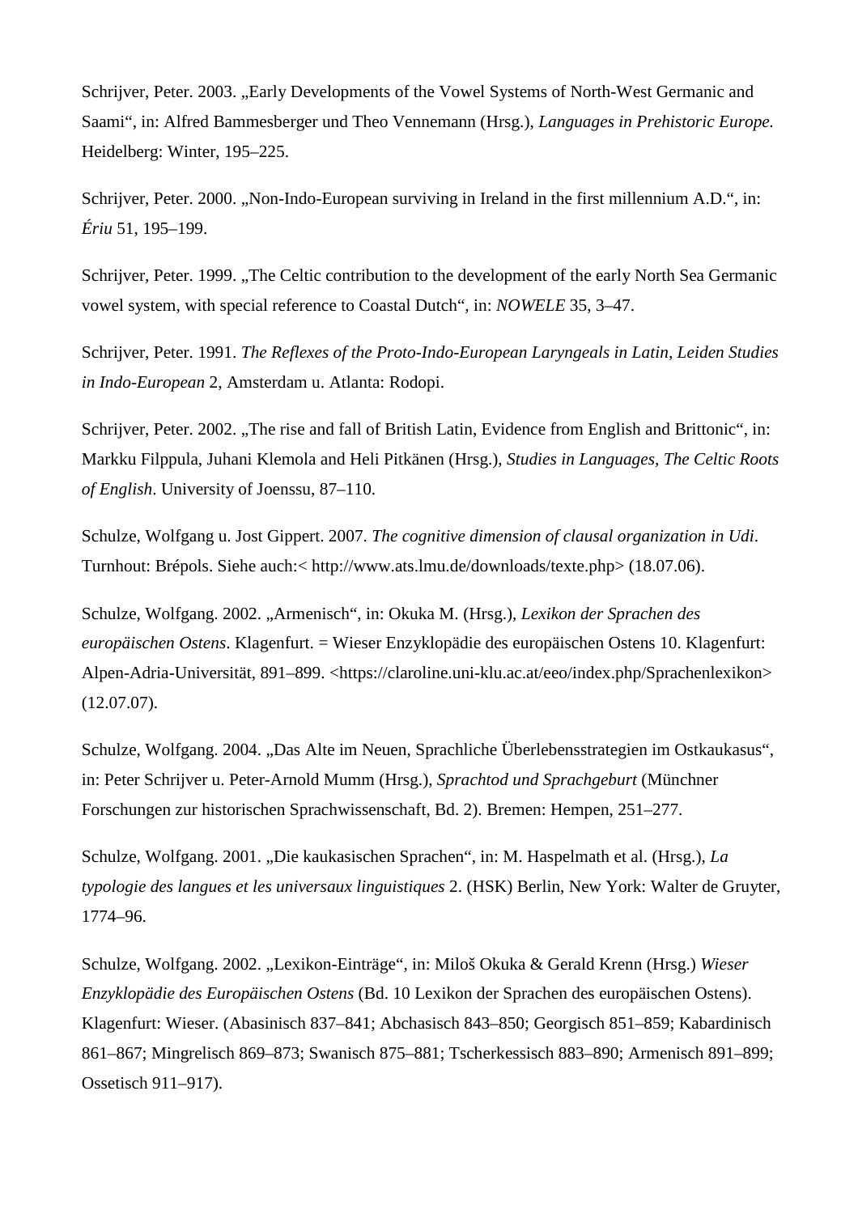Schrijver, Peter. 2003. „Early Developments of the Vowel Systems of North-West Germanic and Saami“, in: Alfred Bammesberger und Theo Vennemann (Hrsg.), *Languages in Prehistoric Europe.* Heidelberg: Winter, 195–225.

Schrijver, Peter. 2000. „Non-Indo-European surviving in Ireland in the first millennium A.D.“, in: *Ériu* 51, 195–199.

Schrijver, Peter. 1999. „The Celtic contribution to the development of the early North Sea Germanic vowel system, with special reference to Coastal Dutch“, in: *NOWELE* 35, 3–47.

Schrijver, Peter. 1991. *The Reflexes of the Proto-Indo-European Laryngeals in Latin*, *Leiden Studies in Indo-European* 2, Amsterdam u. Atlanta: Rodopi.

Schrijver, Peter. 2002. „The rise and fall of British Latin, Evidence from English and Brittonic“, in: Markku Filppula, Juhani Klemola and Heli Pitkänen (Hrsg.), *Studies in Languages*, *The Celtic Roots of English*. University of Joenssu, 87–110.

Schulze, Wolfgang u. Jost Gippert. 2007. *The cognitive dimension of clausal organization in Udi*. Turnhout: Brépols. Siehe auch:< http://www.ats.lmu.de/downloads/texte.php> (18.07.06).

Schulze, Wolfgang. 2002. „Armenisch“, in: Okuka M. (Hrsg.), *Lexikon der Sprachen des europäischen Ostens*. Klagenfurt. = Wieser Enzyklopädie des europäischen Ostens 10. Klagenfurt: Alpen-Adria-Universität, 891–899. <https://claroline.uni-klu.ac.at/eeo/index.php/Sprachenlexikon> (12.07.07).

Schulze, Wolfgang. 2004. „Das Alte im Neuen, Sprachliche Überlebensstrategien im Ostkaukasus“, in: Peter Schrijver u. Peter-Arnold Mumm (Hrsg.), *Sprachtod und Sprachgeburt* (Münchner Forschungen zur historischen Sprachwissenschaft, Bd. 2). Bremen: Hempen, 251–277.

Schulze, Wolfgang. 2001. „Die kaukasischen Sprachen“, in: M. Haspelmath et al. (Hrsg.), *La typologie des langues et les universaux linguistiques* 2. (HSK) Berlin, New York: Walter de Gruyter, 1774–96.

Schulze, Wolfgang. 2002. „Lexikon-Einträge“, in: Miloš Okuka & Gerald Krenn (Hrsg.) *Wieser Enzyklopädie des Europäischen Ostens* (Bd. 10 Lexikon der Sprachen des europäischen Ostens). Klagenfurt: Wieser. (Abasinisch 837–841; Abchasisch 843–850; Georgisch 851–859; Kabardinisch 861–867; Mingrelisch 869–873; Swanisch 875–881; Tscherkessisch 883–890; Armenisch 891–899; Ossetisch 911–917).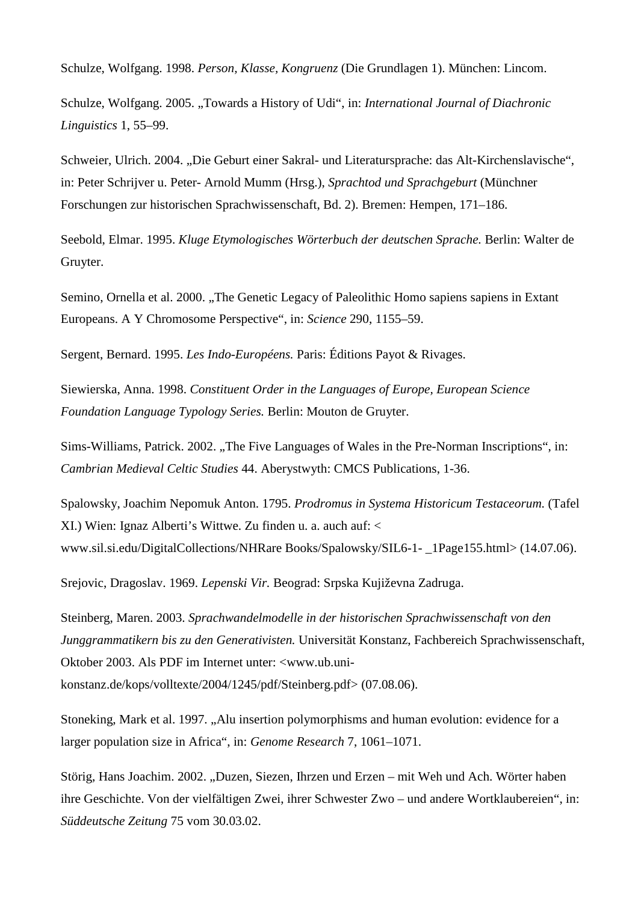Schulze, Wolfgang. 1998. *Person, Klasse, Kongruenz* (Die Grundlagen 1). München: Lincom.

Schulze, Wolfgang. 2005. „Towards a History of Udi“, in: *International Journal of Diachronic Linguistics* 1, 55–99.

Schweier, Ulrich. 2004. „Die Geburt einer Sakral- und Literatursprache: das Alt-Kirchenslavische“, in: Peter Schrijver u. Peter- Arnold Mumm (Hrsg.), *Sprachtod und Sprachgeburt* (Münchner Forschungen zur historischen Sprachwissenschaft, Bd. 2). Bremen: Hempen, 171–186.

Seebold, Elmar. 1995. *Kluge Etymologisches Wörterbuch der deutschen Sprache.* Berlin: Walter de Gruyter.

Semino, Ornella et al. 2000. „The Genetic Legacy of Paleolithic Homo sapiens sapiens in Extant Europeans. A Y Chromosome Perspective“, in: *Science* 290, 1155–59.

Sergent, Bernard. 1995. *Les Indo-Européens.* Paris: Éditions Payot & Rivages.

Siewierska, Anna. 1998. *Constituent Order in the Languages of Europe*, *European Science Foundation Language Typology Series.* Berlin: Mouton de Gruyter.

Sims-Williams, Patrick. 2002. „The Five Languages of Wales in the Pre-Norman Inscriptions“, in: *Cambrian Medieval Celtic Studies* 44. Aberystwyth: CMCS Publications, 1-36.

Spalowsky, Joachim Nepomuk Anton. 1795. *Prodromus in Systema Historicum Testaceorum.* (Tafel XI.) Wien: Ignaz Alberti's Wittwe. Zu finden u. a. auch auf: < www.sil.si.edu/DigitalCollections/NHRare Books/Spalowsky/SIL6-1- _1Page155.html> (14.07.06).

Srejovic, Dragoslav. 1969. *Lepenski Vir.* Beograd: Srpska Kujiževna Zadruga.

Steinberg, Maren. 2003. *Sprachwandelmodelle in der historischen Sprachwissenschaft von den Junggrammatikern bis zu den Generativisten.* Universität Konstanz, Fachbereich Sprachwissenschaft, Oktober 2003. Als PDF im Internet unter: <www.ub.uni-konstanz.de/kops/volltexte/2004/1245/pdf/Steinberg.pdf> (07.08.06).

Stoneking, Mark et al. 1997. „Alu insertion polymorphisms and human evolution: evidence for a larger population size in Africa“, in: *Genome Research* 7, 1061–1071.

Störig, Hans Joachim. 2002. „Duzen, Siezen, Ihrzen und Erzen – mit Weh und Ach. Wörter haben ihre Geschichte. Von der vielfältigen Zwei, ihrer Schwester Zwo – und andere Wortklaubereien“, in: *Süddeutsche Zeitung* 75 vom 30.03.02.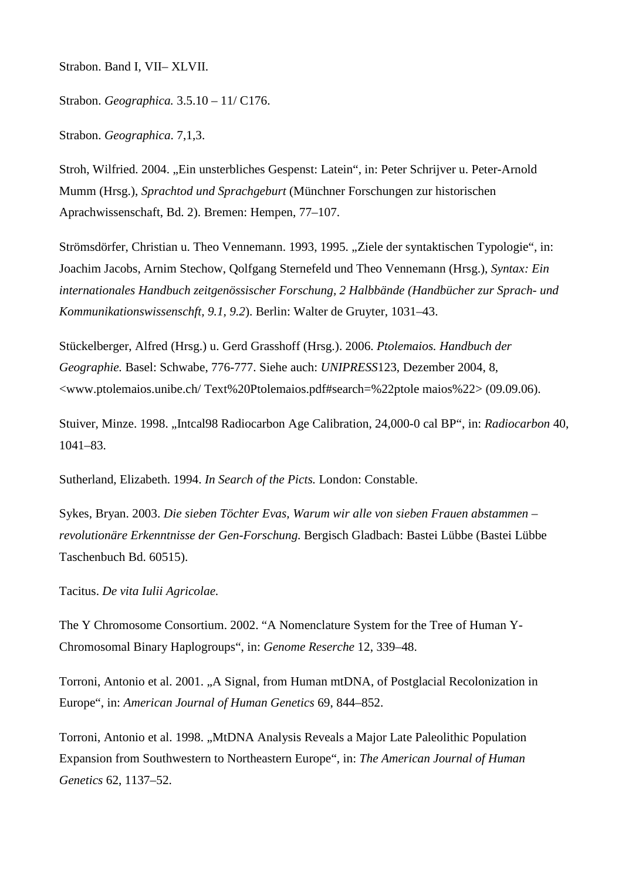Strabon. Band I, VII– XLVII.

Strabon. *Geographica.* 3.5.10 – 11/ C176.

Strabon. *Geographica*. 7,1,3.

Stroh, Wilfried. 2004. „Ein unsterbliches Gespenst: Latein“, in: Peter Schrijver u. Peter-Arnold Mumm (Hrsg.), *Sprachtod und Sprachgeburt* (Münchner Forschungen zur historischen Aprachwissenschaft, Bd. 2). Bremen: Hempen, 77–107.

Strömsdörfer, Christian u. Theo Vennemann. 1993, 1995. „Ziele der syntaktischen Typologie“, in: Joachim Jacobs, Arnim Stechow, Qolfgang Sternefeld und Theo Vennemann (Hrsg.), *Syntax: Ein internationales Handbuch zeitgenössischer Forschung, 2 Halbbände (Handbücher zur Sprach- und Kommunikationswissenschft, 9.1, 9.2*). Berlin: Walter de Gruyter, 1031–43.

Stückelberger, Alfred (Hrsg.) u. Gerd Grasshoff (Hrsg.). 2006. *Ptolemaios. Handbuch der Geographie.* Basel: Schwabe, 776-777. Siehe auch: *UNIPRESS*123, Dezember 2004, 8, <www.ptolemaios.unibe.ch/ Text%20Ptolemaios.pdf#search=%22ptole maios%22> (09.09.06).

Stuiver, Minze. 1998. „Intcal98 Radiocarbon Age Calibration, 24,000-0 cal BP“, in: *Radiocarbon* 40, 1041–83.

Sutherland, Elizabeth. 1994. *In Search of the Picts.* London: Constable.

Sykes, Bryan. 2003. *Die sieben Töchter Evas, Warum wir alle von sieben Frauen abstammen – revolutionäre Erkenntnisse der Gen-Forschung.* Bergisch Gladbach: Bastei Lübbe (Bastei Lübbe Taschenbuch Bd. 60515).

Tacitus. *De vita Iulii Agricolae.*

The Y Chromosome Consortium. 2002. “A Nomenclature System for the Tree of Human Y-Chromosomal Binary Haplogroups“, in: *Genome Reserche* 12, 339–48.

Torroni, Antonio et al. 2001. „A Signal, from Human mtDNA, of Postglacial Recolonization in Europe“, in: *American Journal of Human Genetics* 69, 844–852.

Torroni, Antonio et al. 1998. „MtDNA Analysis Reveals a Major Late Paleolithic Population Expansion from Southwestern to Northeastern Europe“, in: *The American Journal of Human Genetics* 62, 1137–52.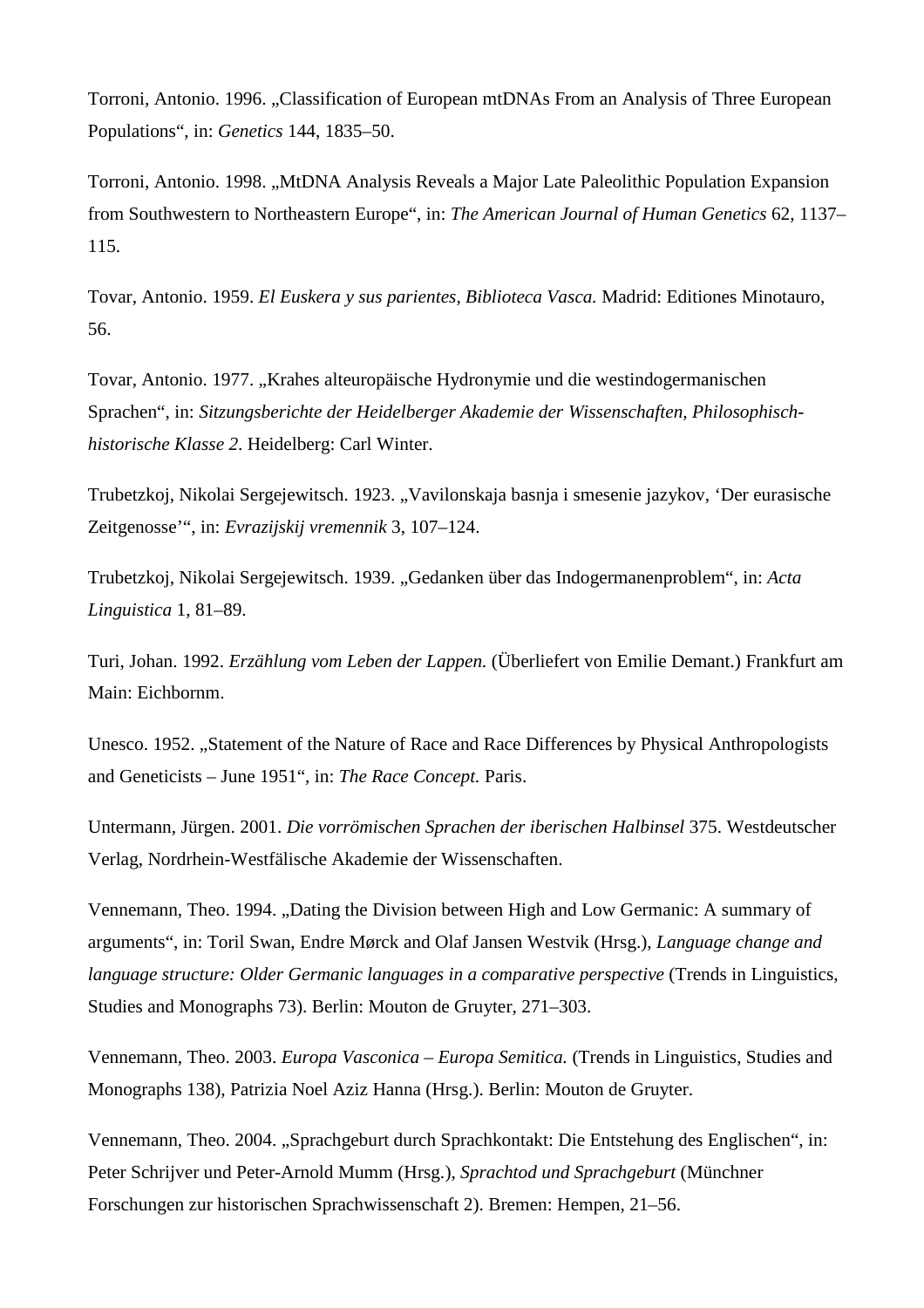Torroni, Antonio. 1996. „Classification of European mtDNAs From an Analysis of Three European Populations“, in: *Genetics* 144, 1835–50.

Torroni, Antonio. 1998. „MtDNA Analysis Reveals a Major Late Paleolithic Population Expansion from Southwestern to Northeastern Europe“, in: *The American Journal of Human Genetics* 62, 1137–115.

Tovar, Antonio. 1959. *El Euskera y sus parientes, Biblioteca Vasca.* Madrid: Editiones Minotauro, 56.

Tovar, Antonio. 1977. „Krahes alteuropäische Hydronymie und die westindogermanischen Sprachen“, in: *Sitzungsberichte der Heidelberger Akademie der Wissenschaften, Philosophisch-historische Klasse 2*. Heidelberg: Carl Winter.

Trubetzkoj, Nikolai Sergejewitsch. 1923. „Vavilonskaja basnja i smesenie jazykov, ‘Der eurasische Zeitgenosse’“, in: *Evrazijskij vremennik* 3, 107–124.

Trubetzkoj, Nikolai Sergejewitsch. 1939. „Gedanken über das Indogermanenproblem“, in: *Acta Linguistica* 1, 81–89.

Turi, Johan. 1992. *Erzählung vom Leben der Lappen.* (Überliefert von Emilie Demant.) Frankfurt am Main: Eichbornm.

Unesco. 1952. „Statement of the Nature of Race and Race Differences by Physical Anthropologists and Geneticists – June 1951“, in: *The Race Concept.* Paris.

Untermann, Jürgen. 2001. *Die vorrömischen Sprachen der iberischen Halbinsel* 375. Westdeutscher Verlag, Nordrhein-Westfälische Akademie der Wissenschaften.

Vennemann, Theo. 1994. „Dating the Division between High and Low Germanic: A summary of arguments“, in: Toril Swan, Endre Mørck and Olaf Jansen Westvik (Hrsg.), *Language change and language structure: Older Germanic languages in a comparative perspective* (Trends in Linguistics, Studies and Monographs 73). Berlin: Mouton de Gruyter, 271–303.

Vennemann, Theo. 2003. *Europa Vasconica – Europa Semitica.* (Trends in Linguistics, Studies and Monographs 138), Patrizia Noel Aziz Hanna (Hrsg.). Berlin: Mouton de Gruyter.

Vennemann, Theo. 2004. „Sprachgeburt durch Sprachkontakt: Die Entstehung des Englischen“, in: Peter Schrijver und Peter-Arnold Mumm (Hrsg.), *Sprachtod und Sprachgeburt* (Münchner Forschungen zur historischen Sprachwissenschaft 2). Bremen: Hempen, 21–56.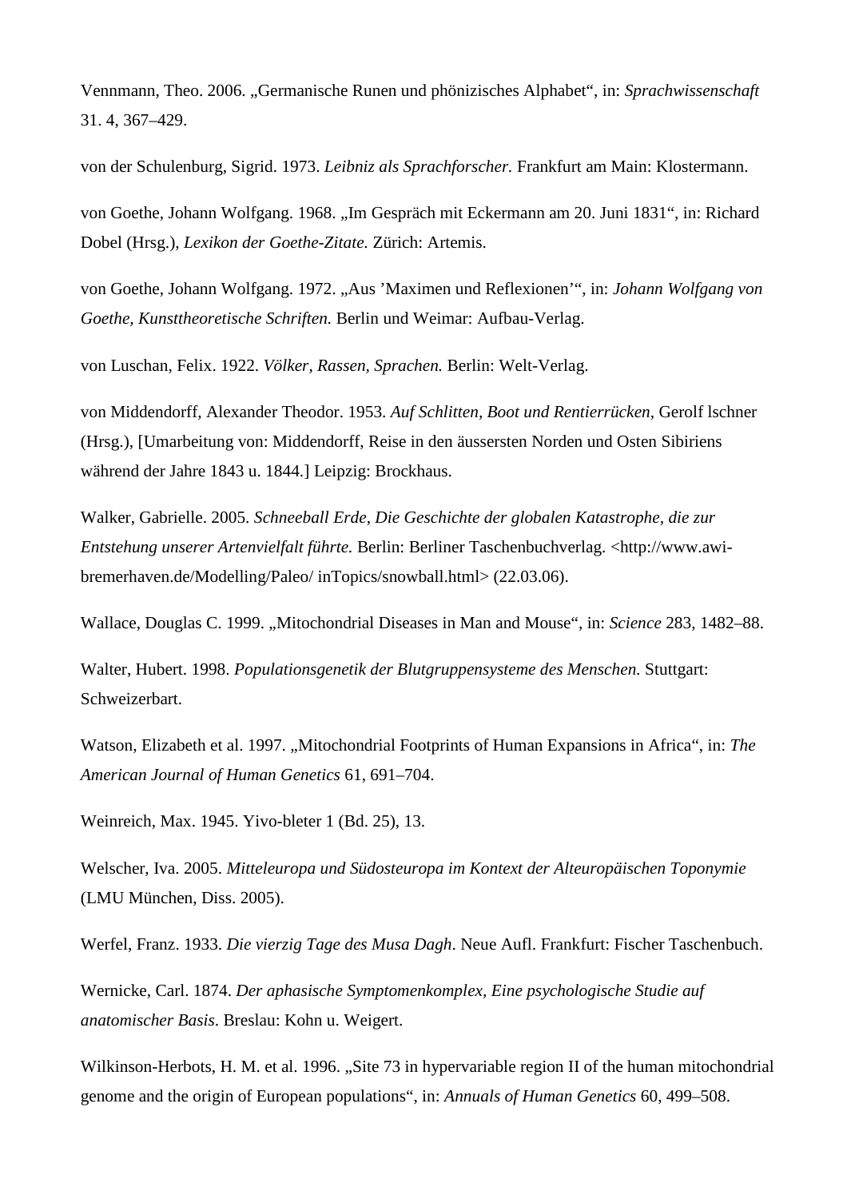Vennmann, Theo. 2006. „Germanische Runen und phönizisches Alphabet“, in: *Sprachwissenschaft* 31. 4, 367–429.

von der Schulenburg, Sigrid. 1973. *Leibniz als Sprachforscher.* Frankfurt am Main: Klostermann.

von Goethe, Johann Wolfgang. 1968. „Im Gespräch mit Eckermann am 20. Juni 1831“, in: Richard Dobel (Hrsg.), *Lexikon der Goethe-Zitate.* Zürich: Artemis.

von Goethe, Johann Wolfgang. 1972. „Aus ’Maximen und Reflexionen’“, in: *Johann Wolfgang von Goethe, Kunsttheoretische Schriften.* Berlin und Weimar: Aufbau-Verlag.

von Luschan, Felix. 1922. *Völker, Rassen, Sprachen.* Berlin: Welt-Verlag.

von Middendorff, Alexander Theodor. 1953. *Auf Schlitten, Boot und Rentierrücken,* Gerolf lschner (Hrsg.), [Umarbeitung von: Middendorff, Reise in den äussersten Norden und Osten Sibiriens während der Jahre 1843 u. 1844.] Leipzig: Brockhaus.

Walker, Gabrielle. 2005. *Schneeball Erde, Die Geschichte der globalen Katastrophe, die zur Entstehung unserer Artenvielfalt führte.* Berlin: Berliner Taschenbuchverlag. <http://www.awi-bremerhaven.de/Modelling/Paleo/ inTopics/snowball.html> (22.03.06).

Wallace, Douglas C. 1999. „Mitochondrial Diseases in Man and Mouse“, in: *Science* 283, 1482–88.

Walter, Hubert. 1998. *Populationsgenetik der Blutgruppensysteme des Menschen.* Stuttgart: Schweizerbart.

Watson, Elizabeth et al. 1997. „Mitochondrial Footprints of Human Expansions in Africa“, in: *The American Journal of Human Genetics* 61, 691–704.

Weinreich, Max. 1945. Yivo-bleter 1 (Bd. 25), 13.

Welscher, Iva. 2005. *Mitteleuropa und Südosteuropa im Kontext der Alteuropäischen Toponymie* (LMU München, Diss. 2005).

Werfel, Franz. 1933. *Die vierzig Tage des Musa Dagh*. Neue Aufl. Frankfurt: Fischer Taschenbuch.

Wernicke, Carl. 1874. *Der aphasische Symptomenkomplex, Eine psychologische Studie auf anatomischer Basis*. Breslau: Kohn u. Weigert.

Wilkinson-Herbots, H. M. et al. 1996. „Site 73 in hypervariable region II of the human mitochondrial genome and the origin of European populations“, in: *Annuals of Human Genetics* 60, 499–508.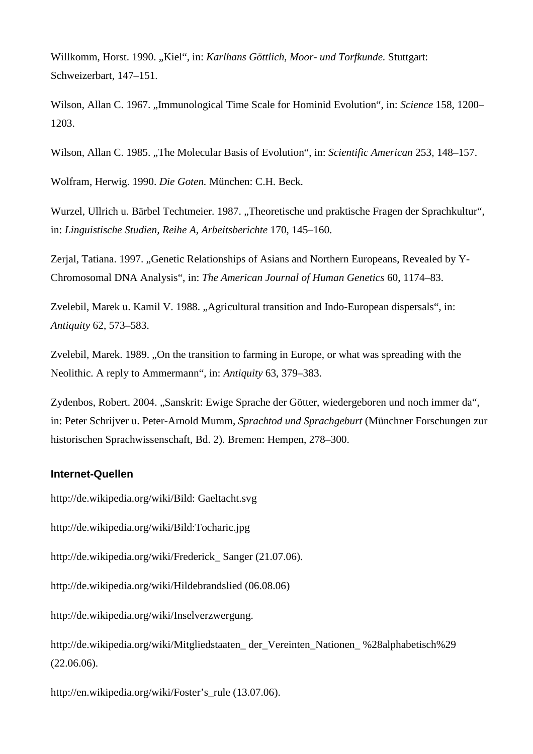Willkomm, Horst. 1990. „Kiel“, in: *Karlhans Göttlich, Moor- und Torfkunde.* Stuttgart: Schweizerbart, 147–151.

Wilson, Allan C. 1967. „Immunological Time Scale for Hominid Evolution“, in: *Science* 158, 1200–1203.

Wilson, Allan C. 1985. „The Molecular Basis of Evolution“, in: *Scientific American* 253, 148–157.

Wolfram, Herwig. 1990. *Die Goten.* München: C.H. Beck.

Wurzel, Ullrich u. Bärbel Techtmeier. 1987. „Theoretische und praktische Fragen der Sprachkultur“, in: *Linguistische Studien, Reihe A, Arbeitsberichte* 170, 145–160.

Zerjal, Tatiana. 1997. „Genetic Relationships of Asians and Northern Europeans, Revealed by Y-Chromosomal DNA Analysis“, in: *The American Journal of Human Genetics* 60, 1174–83.

Zvelebil, Marek u. Kamil V. 1988. „Agricultural transition and Indo-European dispersals“, in: *Antiquity* 62, 573–583.

Zvelebil, Marek. 1989. „On the transition to farming in Europe, or what was spreading with the Neolithic. A reply to Ammermann“, in: *Antiquity* 63, 379–383.

Zydenbos, Robert. 2004. „Sanskrit: Ewige Sprache der Götter, wiedergeboren und noch immer da“, in: Peter Schrijver u. Peter-Arnold Mumm, *Sprachtod und Sprachgeburt* (Münchner Forschungen zur historischen Sprachwissenschaft, Bd. 2). Bremen: Hempen, 278–300.

### Internet-Quellen

http://de.wikipedia.org/wiki/Bild: Gaeltacht.svg

http://de.wikipedia.org/wiki/Bild:Tocharic.jpg

http://de.wikipedia.org/wiki/Frederick_ Sanger (21.07.06).

http://de.wikipedia.org/wiki/Hildebrandslied (06.08.06)

http://de.wikipedia.org/wiki/Inselverzwergung.

http://de.wikipedia.org/wiki/Mitgliedstaaten_ der_Vereinten_Nationen_ %28alphabetisch%29 (22.06.06).

http://en.wikipedia.org/wiki/Foster's_rule (13.07.06).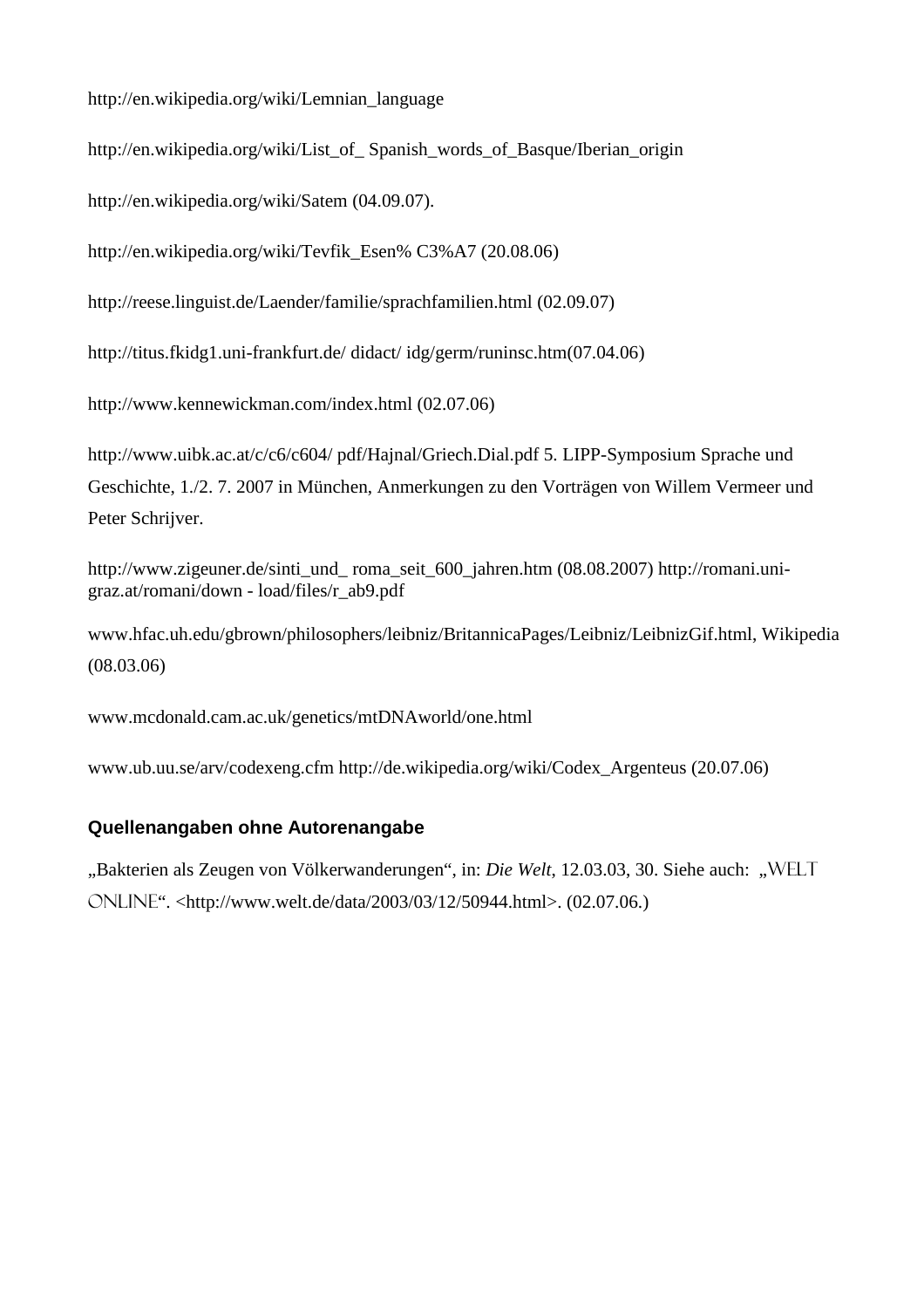http://en.wikipedia.org/wiki/Lemnian_language

http://en.wikipedia.org/wiki/List_of_ Spanish_words_of_Basque/Iberian_origin

http://en.wikipedia.org/wiki/Satem (04.09.07).

http://en.wikipedia.org/wiki/Tevfik_Esen% C3%A7 (20.08.06)

http://reese.linguist.de/Laender/familie/sprachfamilien.html (02.09.07)

http://titus.fkidg1.uni-frankfurt.de/ didact/ idg/germ/runinsc.htm(07.04.06)

http://www.kennewickman.com/index.html (02.07.06)

http://www.uibk.ac.at/c/c6/c604/ pdf/Hajnal/Griech.Dial.pdf 5. LIPP-Symposium Sprache und Geschichte, 1./2. 7. 2007 in München, Anmerkungen zu den Vorträgen von Willem Vermeer und Peter Schrijver.

http://www.zigeuner.de/sinti_und_ roma_seit_600_jahren.htm (08.08.2007) http://romani.uni-graz.at/romani/down - load/files/r_ab9.pdf

www.hfac.uh.edu/gbrown/philosophers/leibniz/BritannicaPages/Leibniz/LeibnizGif.html, Wikipedia (08.03.06)

www.mcdonald.cam.ac.uk/genetics/mtDNAworld/one.html

www.ub.uu.se/arv/codexeng.cfm http://de.wikipedia.org/wiki/Codex_Argenteus (20.07.06)

### Quellenangaben ohne Autorenangabe

„Bakterien als Zeugen von Völkerwanderungen“, in: *Die Welt*, 12.03.03, 30. Siehe auch: „WELT ONLINE“. <http://www.welt.de/data/2003/03/12/50944.html>. (02.07.06.)